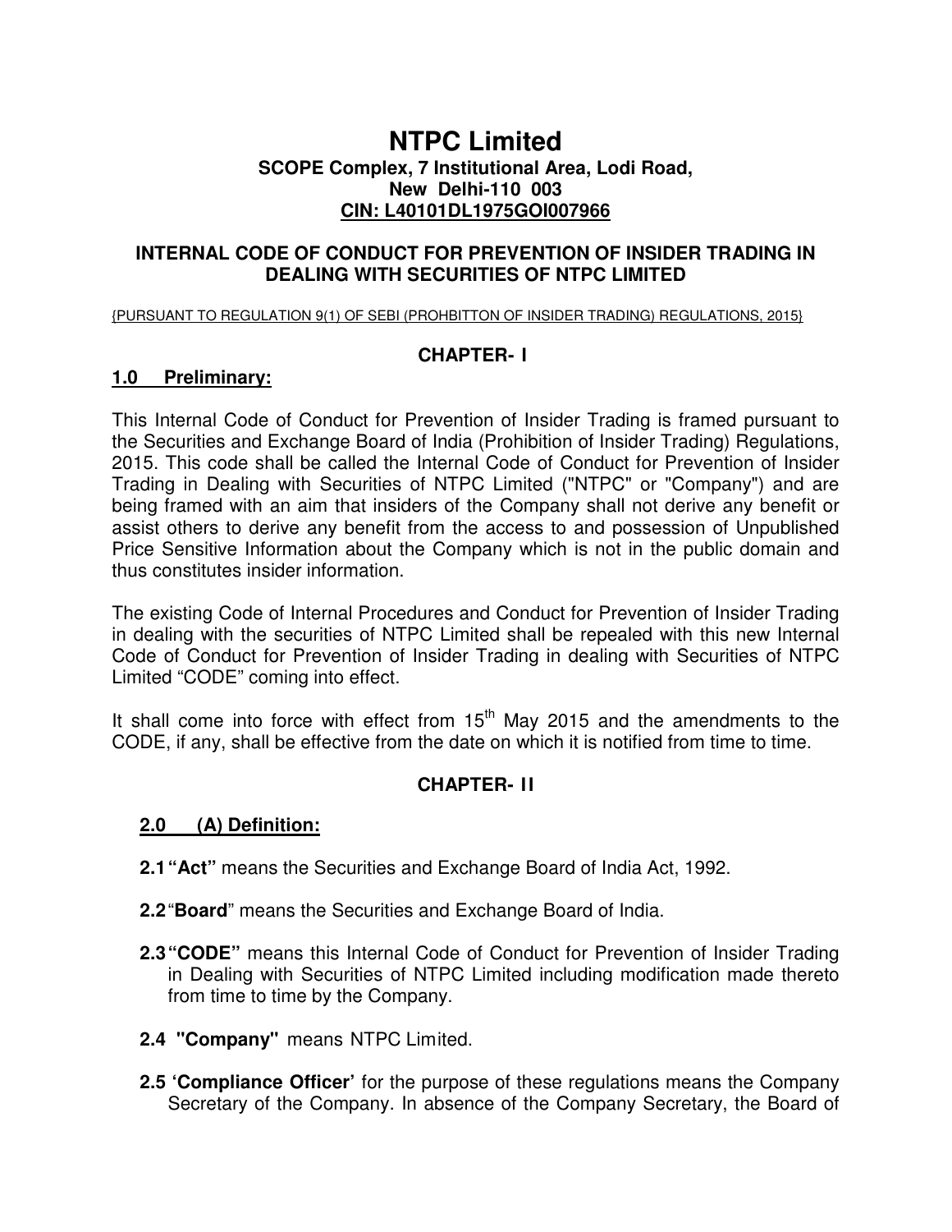# NTPC Limited

**SCOPE Complex, 7 Institutional Area, Lodi Road,**
**New Delhi-110 003**
**CIN: L40101DL1975GOI007966**

## INTERNAL CODE OF CONDUCT FOR PREVENTION OF INSIDER TRADING IN DEALING WITH SECURITIES OF NTPC LIMITED

{PURSUANT TO REGULATION 9(1) OF SEBI (PROHBITTON OF INSIDER TRADING) REGULATIONS, 2015}

## CHAPTER- I

### 1.0 Preliminary:

This Internal Code of Conduct for Prevention of Insider Trading is framed pursuant to the Securities and Exchange Board of India (Prohibition of Insider Trading) Regulations, 2015. This code shall be called the Internal Code of Conduct for Prevention of Insider Trading in Dealing with Securities of NTPC Limited ("NTPC" or "Company") and are being framed with an aim that insiders of the Company shall not derive any benefit or assist others to derive any benefit from the access to and possession of Unpublished Price Sensitive Information about the Company which is not in the public domain and thus constitutes insider information.

The existing Code of Internal Procedures and Conduct for Prevention of Insider Trading in dealing with the securities of NTPC Limited shall be repealed with this new Internal Code of Conduct for Prevention of Insider Trading in dealing with Securities of NTPC Limited "CODE" coming into effect.

It shall come into force with effect from 15th May 2015 and the amendments to the CODE, if any, shall be effective from the date on which it is notified from time to time.

## CHAPTER- II

### 2.0 (A) Definition:

**2.1 "Act"** means the Securities and Exchange Board of India Act, 1992.

**2.2 "Board"** means the Securities and Exchange Board of India.

**2.3 "CODE"** means this Internal Code of Conduct for Prevention of Insider Trading in Dealing with Securities of NTPC Limited including modification made thereto from time to time by the Company.

**2.4 "Company"** means NTPC Limited.

**2.5 'Compliance Officer'** for the purpose of these regulations means the Company Secretary of the Company. In absence of the Company Secretary, the Board of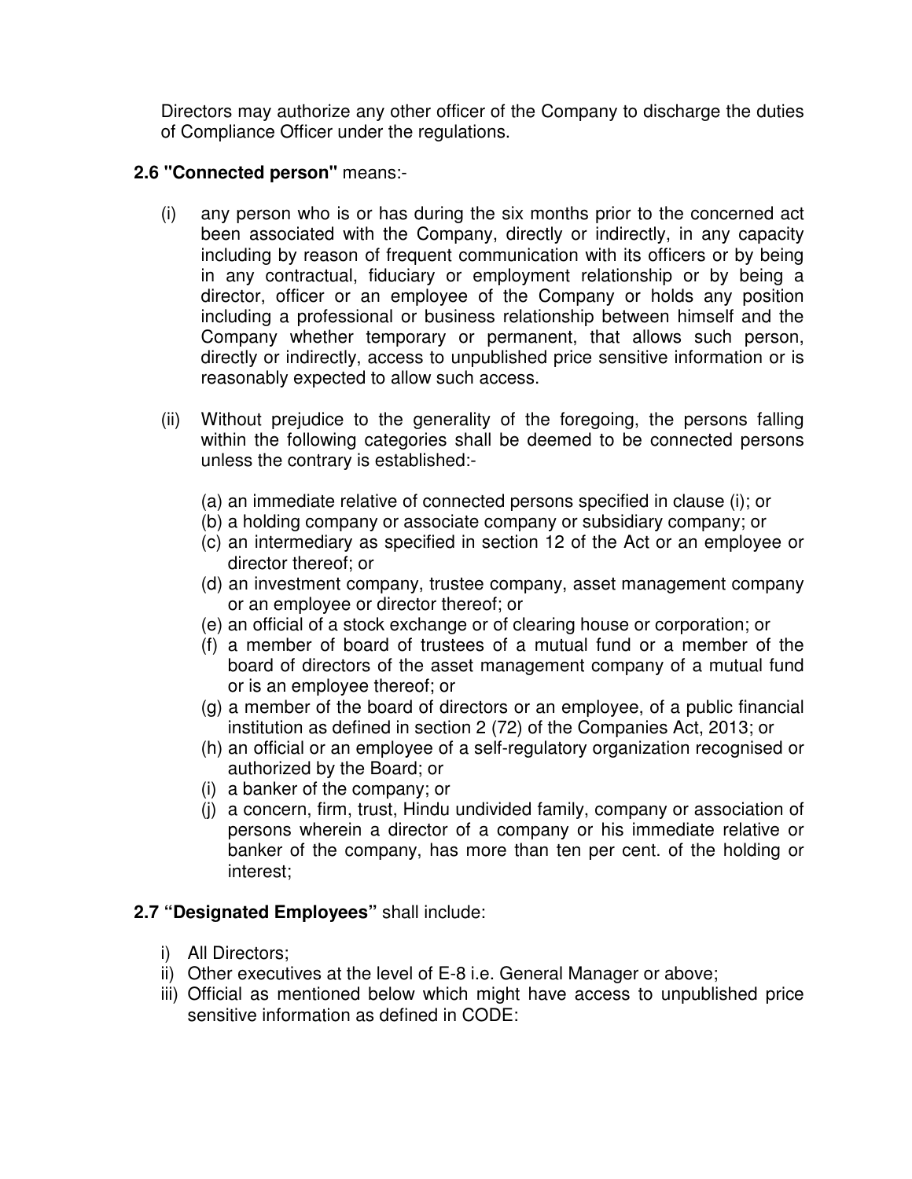Directors may authorize any other officer of the Company to discharge the duties of Compliance Officer under the regulations.

**2.6 "Connected person"** means:-

(i) any person who is or has during the six months prior to the concerned act been associated with the Company, directly or indirectly, in any capacity including by reason of frequent communication with its officers or by being in any contractual, fiduciary or employment relationship or by being a director, officer or an employee of the Company or holds any position including a professional or business relationship between himself and the Company whether temporary or permanent, that allows such person, directly or indirectly, access to unpublished price sensitive information or is reasonably expected to allow such access.

(ii) Without prejudice to the generality of the foregoing, the persons falling within the following categories shall be deemed to be connected persons unless the contrary is established:-

(a) an immediate relative of connected persons specified in clause (i); or
(b) a holding company or associate company or subsidiary company; or
(c) an intermediary as specified in section 12 of the Act or an employee or director thereof; or
(d) an investment company, trustee company, asset management company or an employee or director thereof; or
(e) an official of a stock exchange or of clearing house or corporation; or
(f) a member of board of trustees of a mutual fund or a member of the board of directors of the asset management company of a mutual fund or is an employee thereof; or
(g) a member of the board of directors or an employee, of a public financial institution as defined in section 2 (72) of the Companies Act, 2013; or
(h) an official or an employee of a self-regulatory organization recognised or authorized by the Board; or
(i) a banker of the company; or
(j) a concern, firm, trust, Hindu undivided family, company or association of persons wherein a director of a company or his immediate relative or banker of the company, has more than ten per cent. of the holding or interest;

**2.7 "Designated Employees"** shall include:

i) All Directors;
ii) Other executives at the level of E-8 i.e. General Manager or above;
iii) Official as mentioned below which might have access to unpublished price sensitive information as defined in CODE: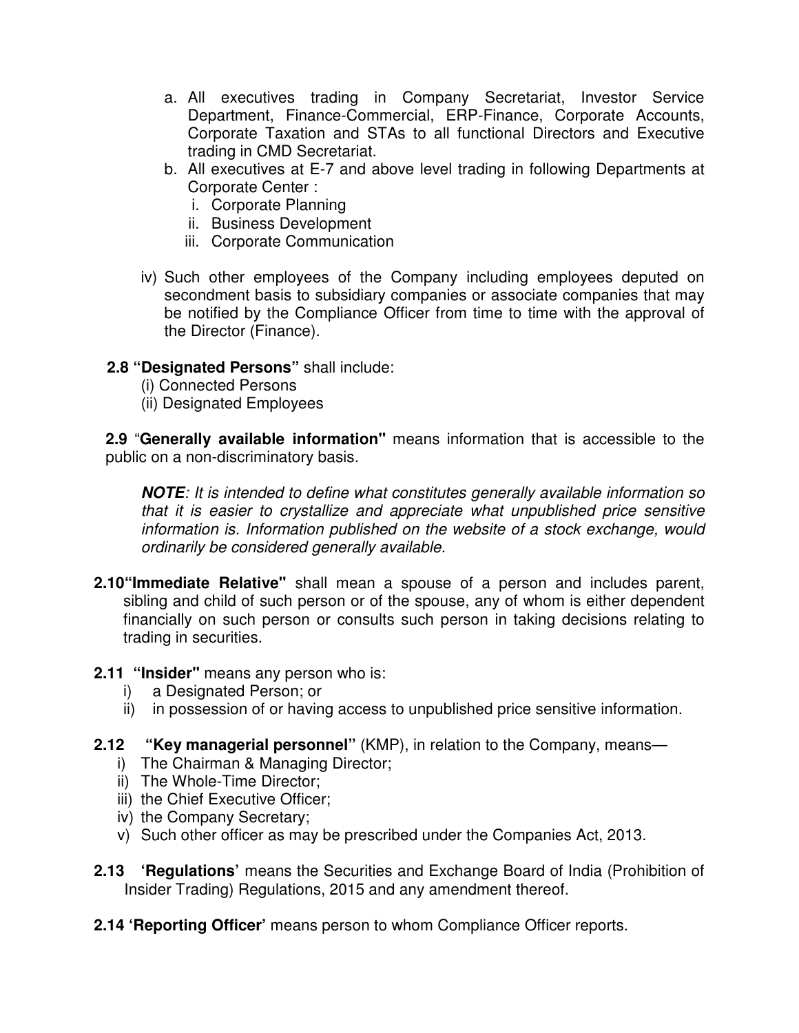a. All executives trading in Company Secretariat, Investor Service Department, Finance-Commercial, ERP-Finance, Corporate Accounts, Corporate Taxation and STAs to all functional Directors and Executive trading in CMD Secretariat.

b. All executives at E-7 and above level trading in following Departments at Corporate Center :

   i. Corporate Planning
   ii. Business Development
   iii. Corporate Communication

iv) Such other employees of the Company including employees deputed on secondment basis to subsidiary companies or associate companies that may be notified by the Compliance Officer from time to time with the approval of the Director (Finance).

**2.8 "Designated Persons"** shall include:

(i) Connected Persons
(ii) Designated Employees

**2.9** "**Generally available information"** means information that is accessible to the public on a non-discriminatory basis.

> ***NOTE****: It is intended to define what constitutes generally available information so that it is easier to crystallize and appreciate what unpublished price sensitive information is. Information published on the website of a stock exchange, would ordinarily be considered generally available.*

**2.10"Immediate Relative"** shall mean a spouse of a person and includes parent, sibling and child of such person or of the spouse, any of whom is either dependent financially on such person or consults such person in taking decisions relating to trading in securities.

**2.11 "Insider"** means any person who is:

i) a Designated Person; or
ii) in possession of or having access to unpublished price sensitive information.

**2.12 "Key managerial personnel"** (KMP), in relation to the Company, means—

i) The Chairman & Managing Director;
ii) The Whole-Time Director;
iii) the Chief Executive Officer;
iv) the Company Secretary;
v) Such other officer as may be prescribed under the Companies Act, 2013.

**2.13 'Regulations'** means the Securities and Exchange Board of India (Prohibition of Insider Trading) Regulations, 2015 and any amendment thereof.

**2.14 'Reporting Officer'** means person to whom Compliance Officer reports.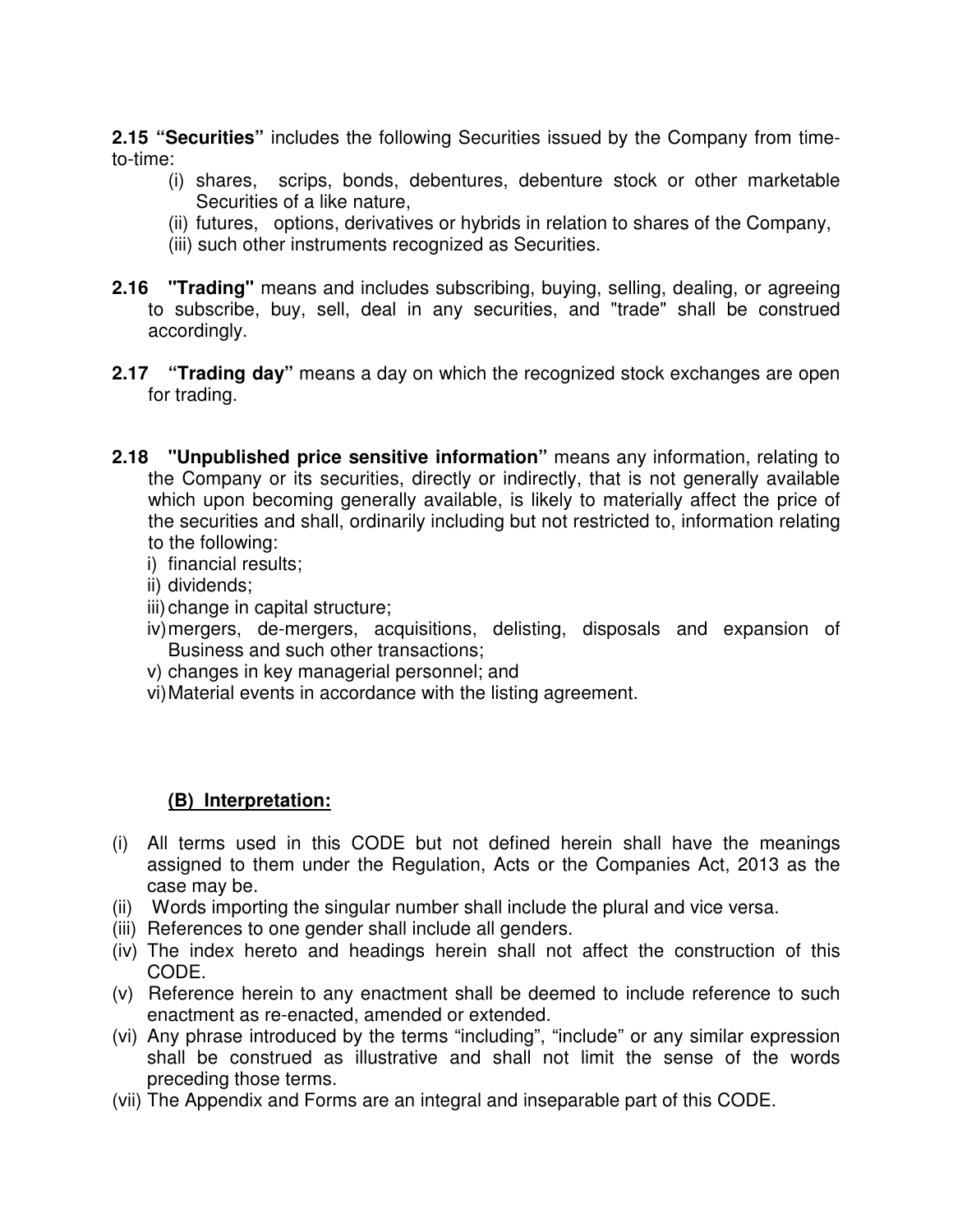**2.15 "Securities"** includes the following Securities issued by the Company from time-to-time:

(i) shares, scrips, bonds, debentures, debenture stock or other marketable Securities of a like nature,
(ii) futures, options, derivatives or hybrids in relation to shares of the Company,
(iii) such other instruments recognized as Securities.

**2.16 "Trading"** means and includes subscribing, buying, selling, dealing, or agreeing to subscribe, buy, sell, deal in any securities, and "trade" shall be construed accordingly.

**2.17 "Trading day"** means a day on which the recognized stock exchanges are open for trading.

**2.18 "Unpublished price sensitive information"** means any information, relating to the Company or its securities, directly or indirectly, that is not generally available which upon becoming generally available, is likely to materially affect the price of the securities and shall, ordinarily including but not restricted to, information relating to the following:

i) financial results;
ii) dividends;
iii) change in capital structure;
iv) mergers, de-mergers, acquisitions, delisting, disposals and expansion of Business and such other transactions;
v) changes in key managerial personnel; and
vi) Material events in accordance with the listing agreement.

**(B) Interpretation:**

(i) All terms used in this CODE but not defined herein shall have the meanings assigned to them under the Regulation, Acts or the Companies Act, 2013 as the case may be.
(ii) Words importing the singular number shall include the plural and vice versa.
(iii) References to one gender shall include all genders.
(iv) The index hereto and headings herein shall not affect the construction of this CODE.
(v) Reference herein to any enactment shall be deemed to include reference to such enactment as re-enacted, amended or extended.
(vi) Any phrase introduced by the terms "including", "include" or any similar expression shall be construed as illustrative and shall not limit the sense of the words preceding those terms.
(vii) The Appendix and Forms are an integral and inseparable part of this CODE.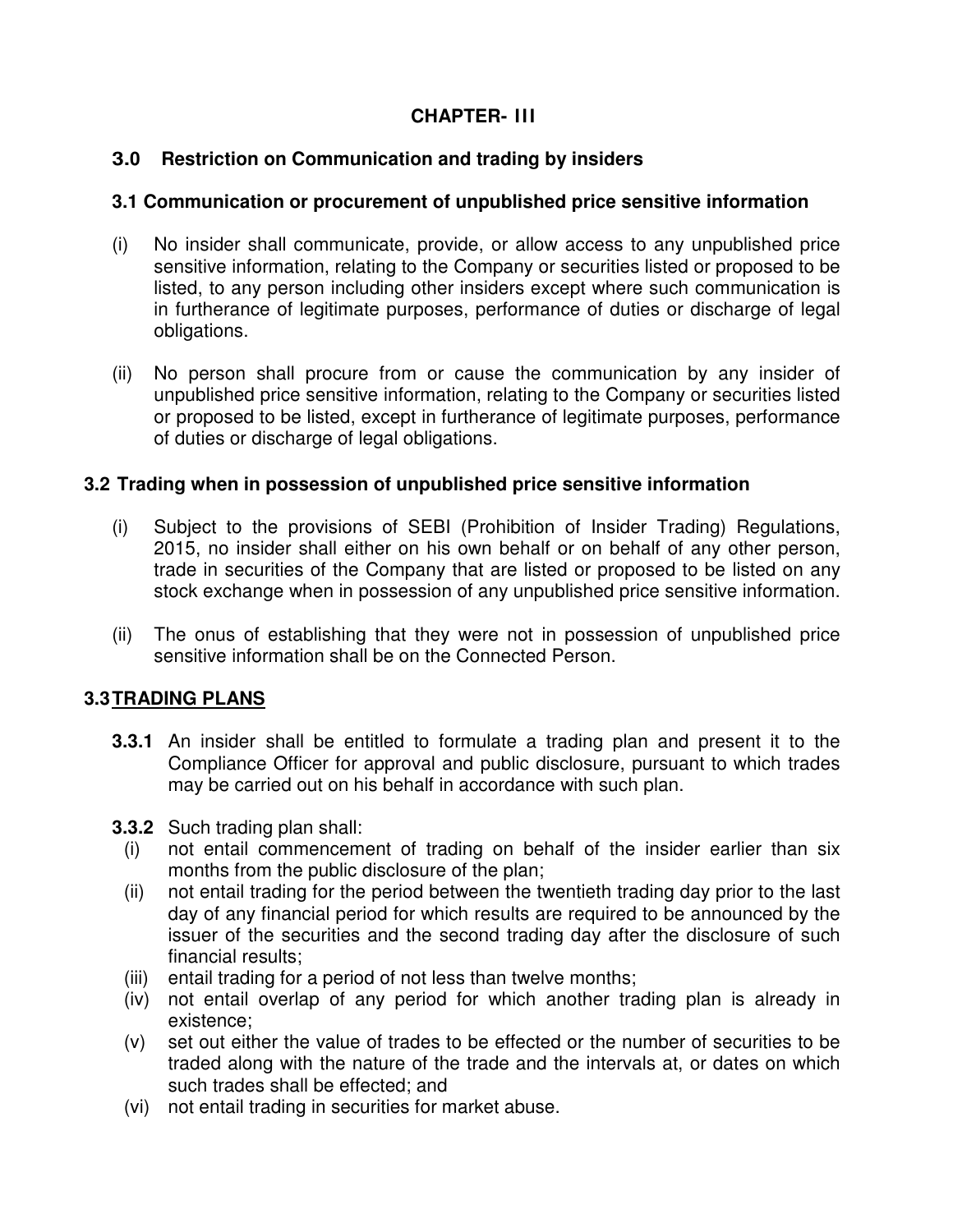# CHAPTER- III

## 3.0 Restriction on Communication and trading by insiders

### 3.1 Communication or procurement of unpublished price sensitive information

(i) No insider shall communicate, provide, or allow access to any unpublished price sensitive information, relating to the Company or securities listed or proposed to be listed, to any person including other insiders except where such communication is in furtherance of legitimate purposes, performance of duties or discharge of legal obligations.

(ii) No person shall procure from or cause the communication by any insider of unpublished price sensitive information, relating to the Company or securities listed or proposed to be listed, except in furtherance of legitimate purposes, performance of duties or discharge of legal obligations.

### 3.2 Trading when in possession of unpublished price sensitive information

(i) Subject to the provisions of SEBI (Prohibition of Insider Trading) Regulations, 2015, no insider shall either on his own behalf or on behalf of any other person, trade in securities of the Company that are listed or proposed to be listed on any stock exchange when in possession of any unpublished price sensitive information.

(ii) The onus of establishing that they were not in possession of unpublished price sensitive information shall be on the Connected Person.

### 3.3 <u>TRADING PLANS</u>

**3.3.1** An insider shall be entitled to formulate a trading plan and present it to the Compliance Officer for approval and public disclosure, pursuant to which trades may be carried out on his behalf in accordance with such plan.

**3.3.2** Such trading plan shall:

(i) not entail commencement of trading on behalf of the insider earlier than six months from the public disclosure of the plan;

(ii) not entail trading for the period between the twentieth trading day prior to the last day of any financial period for which results are required to be announced by the issuer of the securities and the second trading day after the disclosure of such financial results;

(iii) entail trading for a period of not less than twelve months;

(iv) not entail overlap of any period for which another trading plan is already in existence;

(v) set out either the value of trades to be effected or the number of securities to be traded along with the nature of the trade and the intervals at, or dates on which such trades shall be effected; and

(vi) not entail trading in securities for market abuse.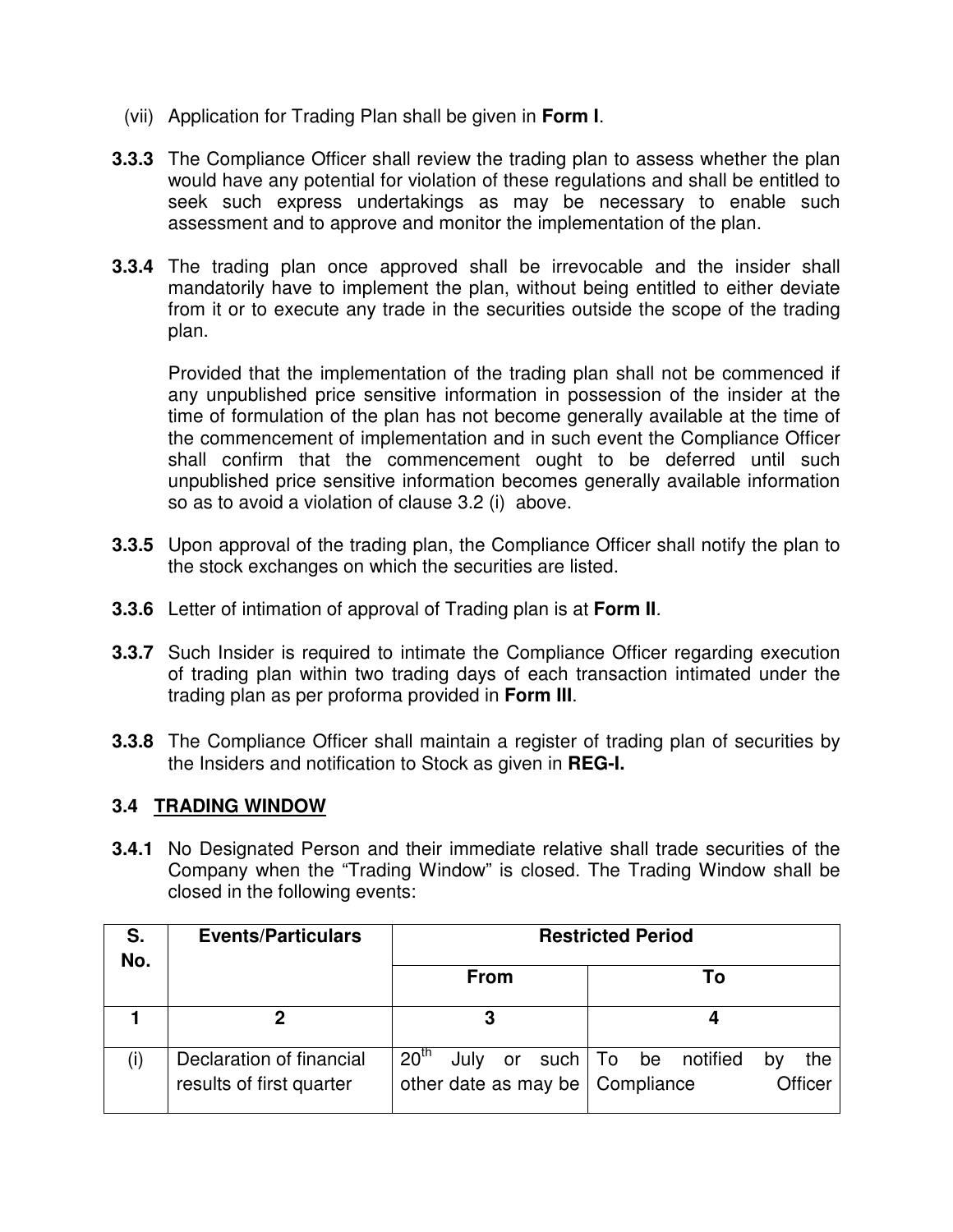(vii) Application for Trading Plan shall be given in **Form I**.

**3.3.3** The Compliance Officer shall review the trading plan to assess whether the plan would have any potential for violation of these regulations and shall be entitled to seek such express undertakings as may be necessary to enable such assessment and to approve and monitor the implementation of the plan.

**3.3.4** The trading plan once approved shall be irrevocable and the insider shall mandatorily have to implement the plan, without being entitled to either deviate from it or to execute any trade in the securities outside the scope of the trading plan.

Provided that the implementation of the trading plan shall not be commenced if any unpublished price sensitive information in possession of the insider at the time of formulation of the plan has not become generally available at the time of the commencement of implementation and in such event the Compliance Officer shall confirm that the commencement ought to be deferred until such unpublished price sensitive information becomes generally available information so as to avoid a violation of clause 3.2 (i) above.

**3.3.5** Upon approval of the trading plan, the Compliance Officer shall notify the plan to the stock exchanges on which the securities are listed.

**3.3.6** Letter of intimation of approval of Trading plan is at **Form II**.

**3.3.7** Such Insider is required to intimate the Compliance Officer regarding execution of trading plan within two trading days of each transaction intimated under the trading plan as per proforma provided in **Form III**.

**3.3.8** The Compliance Officer shall maintain a register of trading plan of securities by the Insiders and notification to Stock as given in **REG-I.**

### 3.4 TRADING WINDOW

**3.4.1** No Designated Person and their immediate relative shall trade securities of the Company when the "Trading Window" is closed. The Trading Window shall be closed in the following events:

| S. No. | Events/Particulars | Restricted Period | |
|---|---|---|---|
| | | From | To |
| 1 | 2 | 3 | 4 |
| (i) | Declaration of financial results of first quarter | 20th July or such other date as may be | To be notified by the Compliance Officer |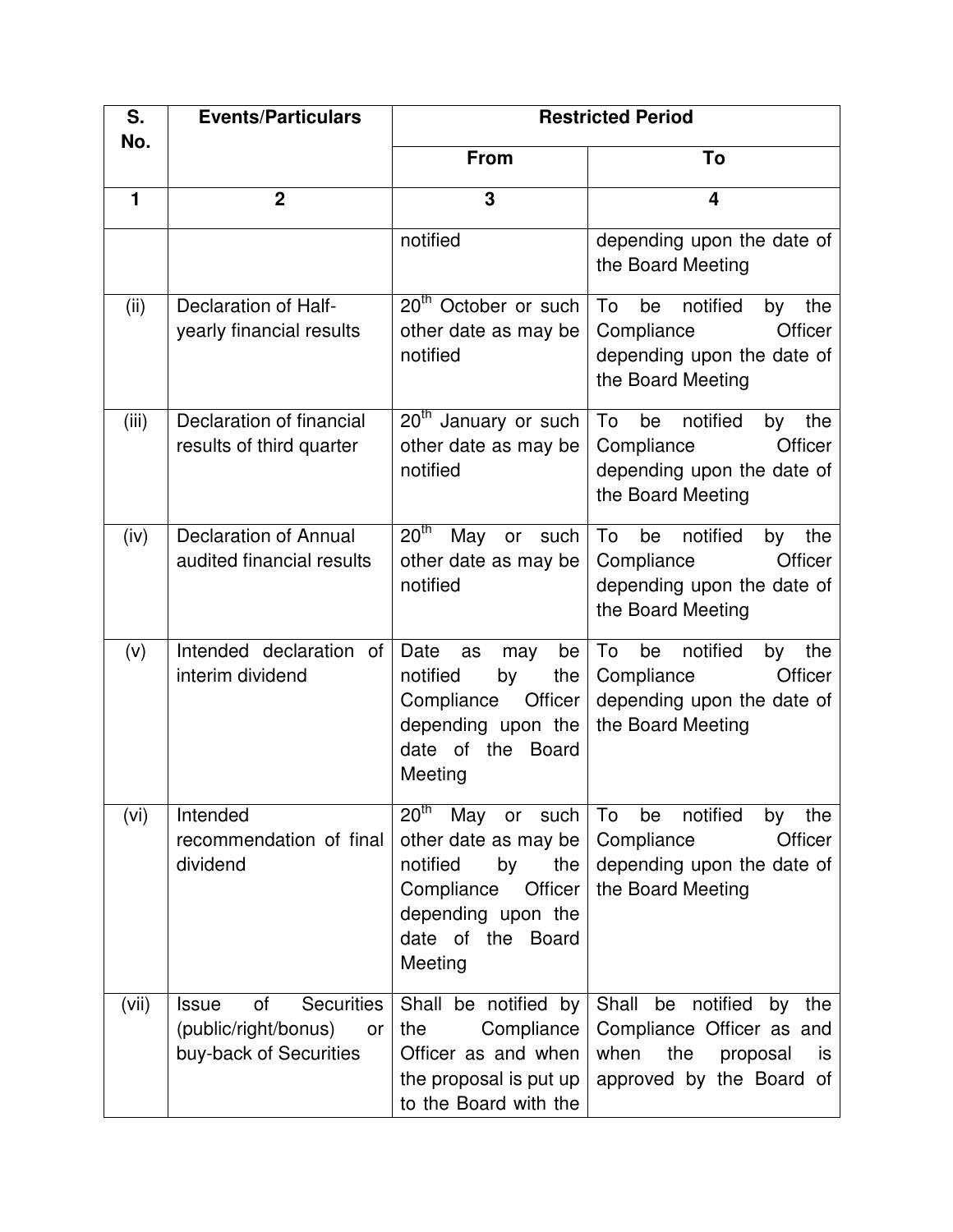| S. No. | Events/Particulars | Restricted Period | |
|---|---|---|---|
| | | From | To |
| 1 | 2 | 3 | 4 |
| | | notified | depending upon the date of the Board Meeting |
| (ii) | Declaration of Half-yearly financial results | 20th October or such other date as may be notified | To be notified by the Compliance Officer depending upon the date of the Board Meeting |
| (iii) | Declaration of financial results of third quarter | 20th January or such other date as may be notified | To be notified by the Compliance Officer depending upon the date of the Board Meeting |
| (iv) | Declaration of Annual audited financial results | 20th May or such other date as may be notified | To be notified by the Compliance Officer depending upon the date of the Board Meeting |
| (v) | Intended declaration of interim dividend | Date as may be notified by the Compliance Officer depending upon the date of the Board Meeting | To be notified by the Compliance Officer depending upon the date of the Board Meeting |
| (vi) | Intended recommendation of final dividend | 20th May or such other date as may be notified by the Compliance Officer depending upon the date of the Board Meeting | To be notified by the Compliance Officer depending upon the date of the Board Meeting |
| (vii) | Issue of Securities (public/right/bonus) or buy-back of Securities | Shall be notified by the Compliance Officer as and when the proposal is put up to the Board with the | Shall be notified by the Compliance Officer as and when the proposal is approved by the Board of |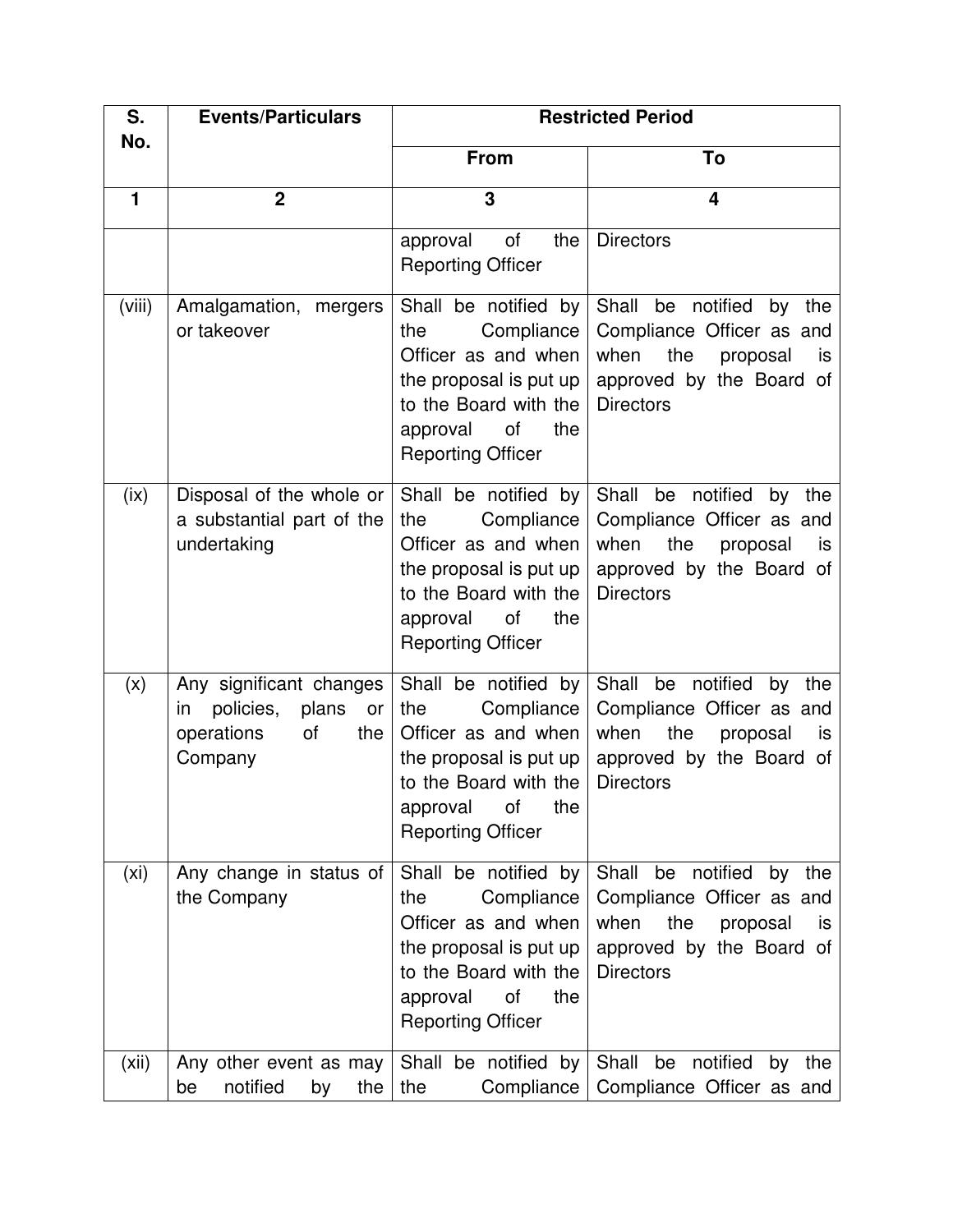| S. No. | Events/Particulars | Restricted Period | |
|---|---|---|---|
| | | From | To |
| 1 | 2 | 3 | 4 |
| | | approval of the Reporting Officer | Directors |
| (viii) | Amalgamation, mergers or takeover | Shall be notified by the Compliance Officer as and when the proposal is put up to the Board with the approval of the Reporting Officer | Shall be notified by the Compliance Officer as and when the proposal is approved by the Board of Directors |
| (ix) | Disposal of the whole or a substantial part of the undertaking | Shall be notified by the Compliance Officer as and when the proposal is put up to the Board with the approval of the Reporting Officer | Shall be notified by the Compliance Officer as and when the proposal is approved by the Board of Directors |
| (x) | Any significant changes in policies, plans or operations of the Company | Shall be notified by the Compliance Officer as and when the proposal is put up to the Board with the approval of the Reporting Officer | Shall be notified by the Compliance Officer as and when the proposal is approved by the Board of Directors |
| (xi) | Any change in status of the Company | Shall be notified by the Compliance Officer as and when the proposal is put up to the Board with the approval of the Reporting Officer | Shall be notified by the Compliance Officer as and when the proposal is approved by the Board of Directors |
| (xii) | Any other event as may be notified by the | Shall be notified by the Compliance | Shall be notified by the Compliance Officer as and |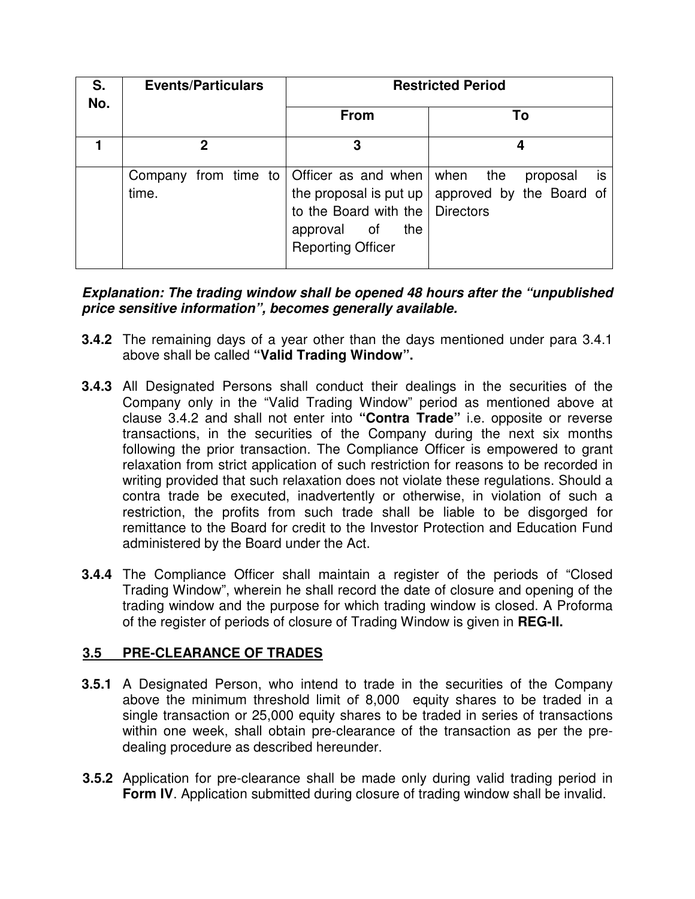| S. No. | Events/Particulars | Restricted Period | |
|---|---|---|---|
| | | From | To |
| 1 | 2 | 3 | 4 |
| | Company from time to time. | Officer as and when the proposal is put up to the Board with the approval of the Reporting Officer | when the proposal is approved by the Board of Directors |

***Explanation: The trading window shall be opened 48 hours after the "unpublished price sensitive information", becomes generally available.***

**3.4.2** The remaining days of a year other than the days mentioned under para 3.4.1 above shall be called **"Valid Trading Window".**

**3.4.3** All Designated Persons shall conduct their dealings in the securities of the Company only in the "Valid Trading Window" period as mentioned above at clause 3.4.2 and shall not enter into **"Contra Trade"** i.e. opposite or reverse transactions, in the securities of the Company during the next six months following the prior transaction. The Compliance Officer is empowered to grant relaxation from strict application of such restriction for reasons to be recorded in writing provided that such relaxation does not violate these regulations. Should a contra trade be executed, inadvertently or otherwise, in violation of such a restriction, the profits from such trade shall be liable to be disgorged for remittance to the Board for credit to the Investor Protection and Education Fund administered by the Board under the Act.

**3.4.4** The Compliance Officer shall maintain a register of the periods of "Closed Trading Window", wherein he shall record the date of closure and opening of the trading window and the purpose for which trading window is closed. A Proforma of the register of periods of closure of Trading Window is given in **REG-II.**

## 3.5 PRE-CLEARANCE OF TRADES

**3.5.1** A Designated Person, who intend to trade in the securities of the Company above the minimum threshold limit of 8,000 equity shares to be traded in a single transaction or 25,000 equity shares to be traded in series of transactions within one week, shall obtain pre-clearance of the transaction as per the pre-dealing procedure as described hereunder.

**3.5.2** Application for pre-clearance shall be made only during valid trading period in **Form IV**. Application submitted during closure of trading window shall be invalid.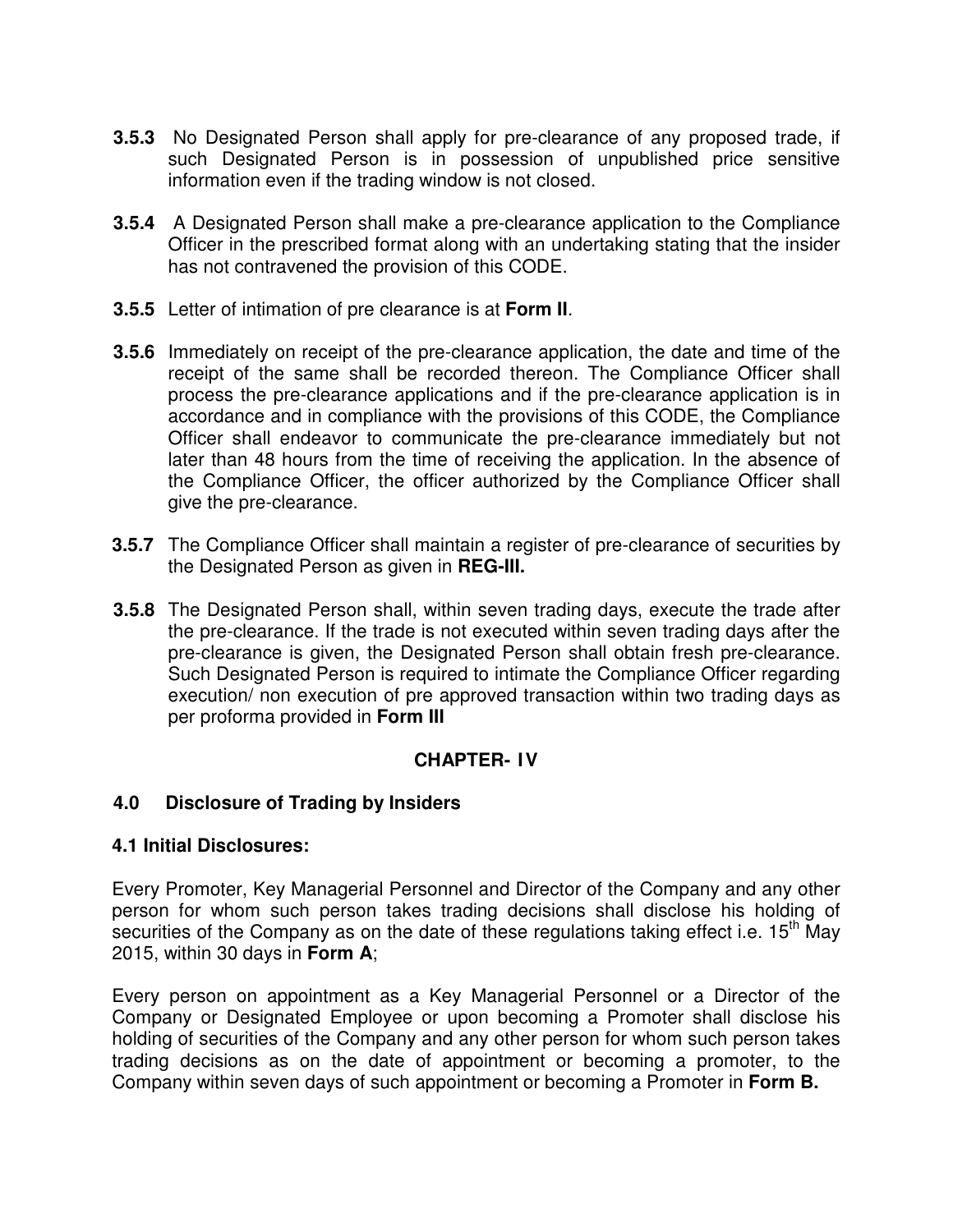**3.5.3** No Designated Person shall apply for pre-clearance of any proposed trade, if such Designated Person is in possession of unpublished price sensitive information even if the trading window is not closed.

**3.5.4** A Designated Person shall make a pre-clearance application to the Compliance Officer in the prescribed format along with an undertaking stating that the insider has not contravened the provision of this CODE.

**3.5.5** Letter of intimation of pre clearance is at **Form II**.

**3.5.6** Immediately on receipt of the pre-clearance application, the date and time of the receipt of the same shall be recorded thereon. The Compliance Officer shall process the pre-clearance applications and if the pre-clearance application is in accordance and in compliance with the provisions of this CODE, the Compliance Officer shall endeavor to communicate the pre-clearance immediately but not later than 48 hours from the time of receiving the application. In the absence of the Compliance Officer, the officer authorized by the Compliance Officer shall give the pre-clearance.

**3.5.7** The Compliance Officer shall maintain a register of pre-clearance of securities by the Designated Person as given in **REG-III.**

**3.5.8** The Designated Person shall, within seven trading days, execute the trade after the pre-clearance. If the trade is not executed within seven trading days after the pre-clearance is given, the Designated Person shall obtain fresh pre-clearance. Such Designated Person is required to intimate the Compliance Officer regarding execution/ non execution of pre approved transaction within two trading days as per proforma provided in **Form III**

## CHAPTER- IV

### 4.0 Disclosure of Trading by Insiders

### 4.1 Initial Disclosures:

Every Promoter, Key Managerial Personnel and Director of the Company and any other person for whom such person takes trading decisions shall disclose his holding of securities of the Company as on the date of these regulations taking effect i.e. 15th May 2015, within 30 days in **Form A**;

Every person on appointment as a Key Managerial Personnel or a Director of the Company or Designated Employee or upon becoming a Promoter shall disclose his holding of securities of the Company and any other person for whom such person takes trading decisions as on the date of appointment or becoming a promoter, to the Company within seven days of such appointment or becoming a Promoter in **Form B.**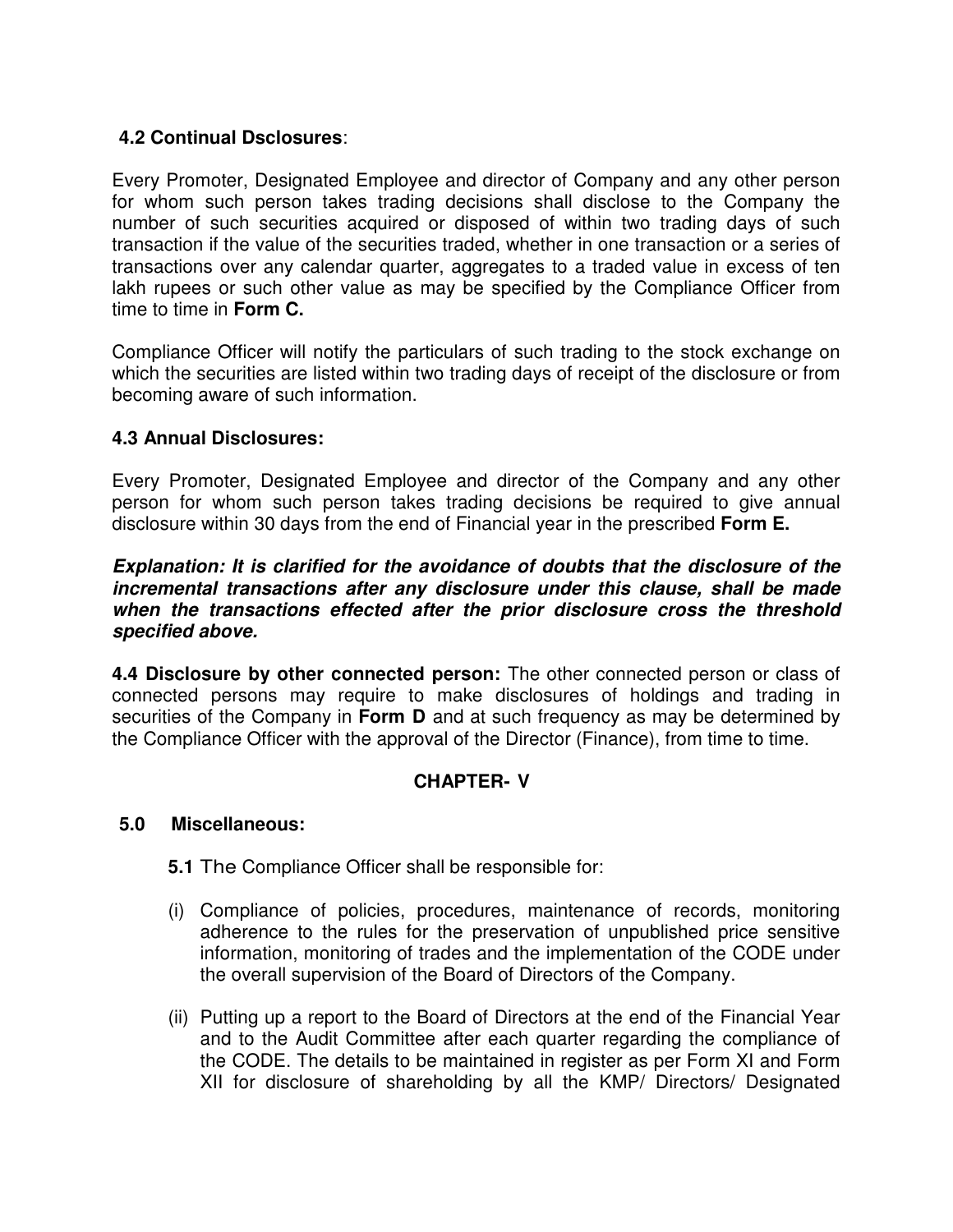**4.2 Continual Dsclosures**:

Every Promoter, Designated Employee and director of Company and any other person for whom such person takes trading decisions shall disclose to the Company the number of such securities acquired or disposed of within two trading days of such transaction if the value of the securities traded, whether in one transaction or a series of transactions over any calendar quarter, aggregates to a traded value in excess of ten lakh rupees or such other value as may be specified by the Compliance Officer from time to time in **Form C.**

Compliance Officer will notify the particulars of such trading to the stock exchange on which the securities are listed within two trading days of receipt of the disclosure or from becoming aware of such information.

**4.3 Annual Disclosures:**

Every Promoter, Designated Employee and director of the Company and any other person for whom such person takes trading decisions be required to give annual disclosure within 30 days from the end of Financial year in the prescribed **Form E.**

***Explanation: It is clarified for the avoidance of doubts that the disclosure of the incremental transactions after any disclosure under this clause, shall be made when the transactions effected after the prior disclosure cross the threshold specified above.***

**4.4 Disclosure by other connected person:** The other connected person or class of connected persons may require to make disclosures of holdings and trading in securities of the Company in **Form D** and at such frequency as may be determined by the Compliance Officer with the approval of the Director (Finance), from time to time.

## CHAPTER- V

**5.0 Miscellaneous:**

**5.1** The Compliance Officer shall be responsible for:

(i) Compliance of policies, procedures, maintenance of records, monitoring adherence to the rules for the preservation of unpublished price sensitive information, monitoring of trades and the implementation of the CODE under the overall supervision of the Board of Directors of the Company.

(ii) Putting up a report to the Board of Directors at the end of the Financial Year and to the Audit Committee after each quarter regarding the compliance of the CODE. The details to be maintained in register as per Form XI and Form XII for disclosure of shareholding by all the KMP/ Directors/ Designated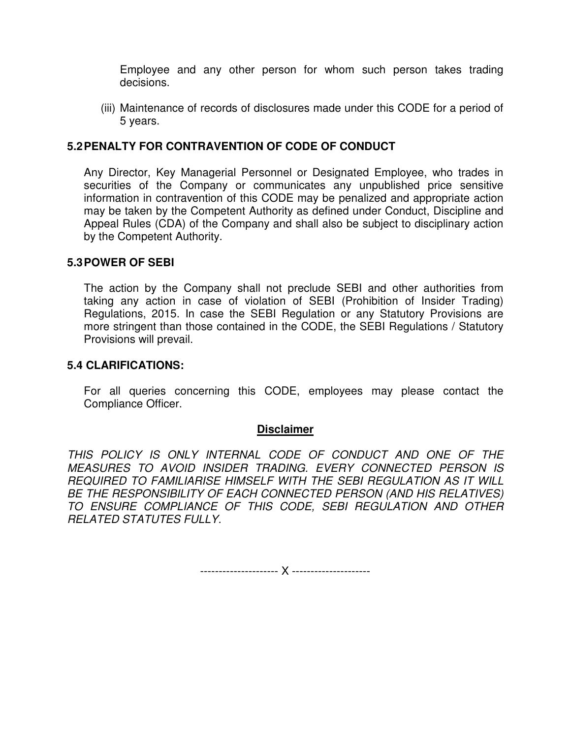Employee and any other person for whom such person takes trading decisions.

(iii) Maintenance of records of disclosures made under this CODE for a period of 5 years.

### 5.2 PENALTY FOR CONTRAVENTION OF CODE OF CONDUCT

Any Director, Key Managerial Personnel or Designated Employee, who trades in securities of the Company or communicates any unpublished price sensitive information in contravention of this CODE may be penalized and appropriate action may be taken by the Competent Authority as defined under Conduct, Discipline and Appeal Rules (CDA) of the Company and shall also be subject to disciplinary action by the Competent Authority.

### 5.3 POWER OF SEBI

The action by the Company shall not preclude SEBI and other authorities from taking any action in case of violation of SEBI (Prohibition of Insider Trading) Regulations, 2015. In case the SEBI Regulation or any Statutory Provisions are more stringent than those contained in the CODE, the SEBI Regulations / Statutory Provisions will prevail.

### 5.4 CLARIFICATIONS:

For all queries concerning this CODE, employees may please contact the Compliance Officer.

**Disclaimer**

*THIS POLICY IS ONLY INTERNAL CODE OF CONDUCT AND ONE OF THE MEASURES TO AVOID INSIDER TRADING. EVERY CONNECTED PERSON IS REQUIRED TO FAMILIARISE HIMSELF WITH THE SEBI REGULATION AS IT WILL BE THE RESPONSIBILITY OF EACH CONNECTED PERSON (AND HIS RELATIVES) TO ENSURE COMPLIANCE OF THIS CODE, SEBI REGULATION AND OTHER RELATED STATUTES FULLY.*

--------------------- X ---------------------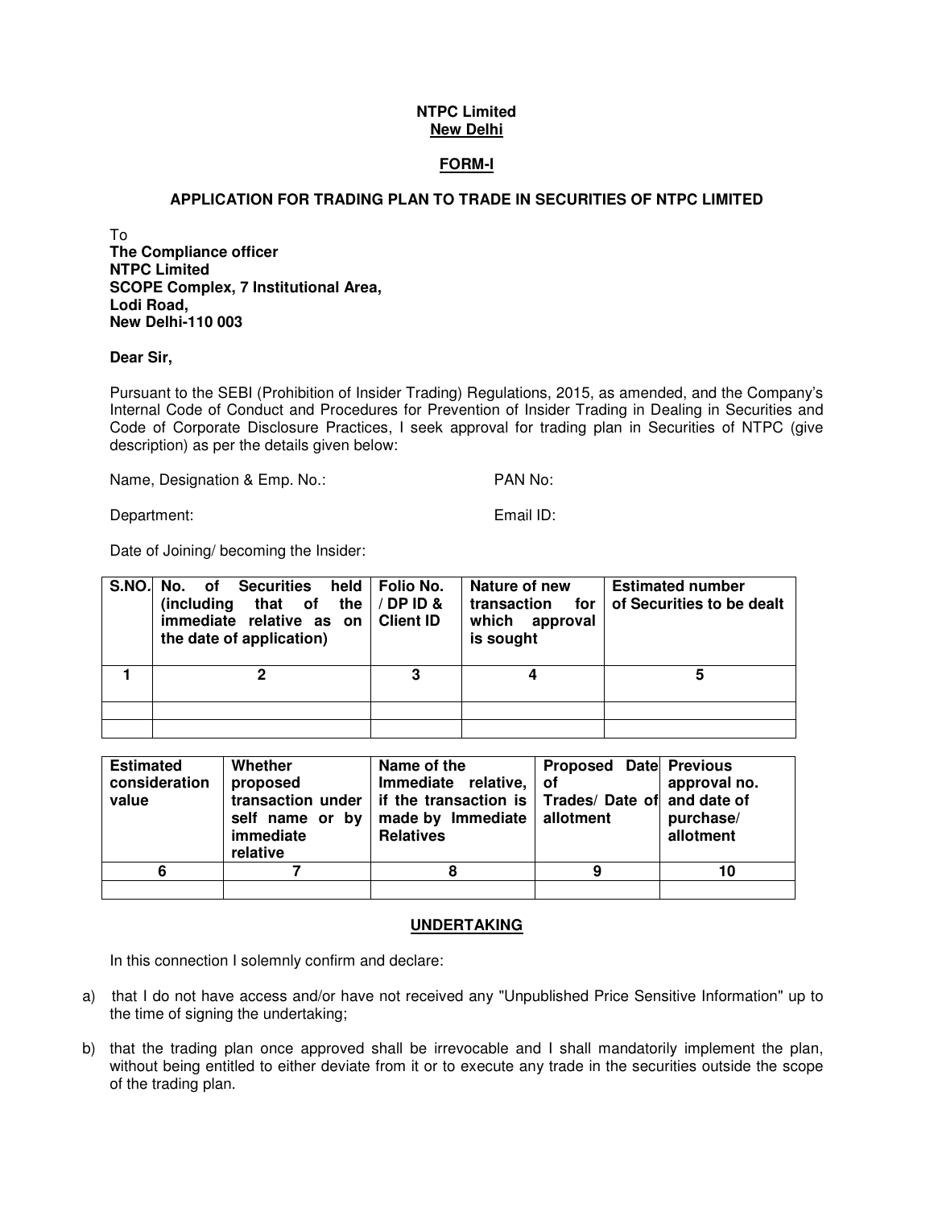**NTPC Limited**
**New Delhi**

**FORM-I**

**APPLICATION FOR TRADING PLAN TO TRADE IN SECURITIES OF NTPC LIMITED**

To
**The Compliance officer**
**NTPC Limited**
**SCOPE Complex, 7 Institutional Area,**
**Lodi Road,**
**New Delhi-110 003**

**Dear Sir,**

Pursuant to the SEBI (Prohibition of Insider Trading) Regulations, 2015, as amended, and the Company's Internal Code of Conduct and Procedures for Prevention of Insider Trading in Dealing in Securities and Code of Corporate Disclosure Practices, I seek approval for trading plan in Securities of NTPC (give description) as per the details given below:

Name, Designation & Emp. No.: PAN No:

Department: Email ID:

Date of Joining/ becoming the Insider:

| S.NO. | No. of Securities held (including that of the immediate relative as on the date of application) | Folio No. / DP ID & Client ID | Nature of new transaction for which approval is sought | Estimated number of Securities to be dealt |
|---|---|---|---|---|
| 1 | 2 | 3 | 4 | 5 |
| | | | | |
| | | | | |

| Estimated consideration value | Whether proposed transaction under self name or by immediate relative | Name of the Immediate relative, if the transaction is made by Immediate Relatives | Proposed Date of Trades/ Date of allotment | Previous approval no. and date of purchase/ allotment |
|---|---|---|---|---|
| 6 | 7 | 8 | 9 | 10 |
| | | | | |

**UNDERTAKING**

In this connection I solemnly confirm and declare:

a) that I do not have access and/or have not received any "Unpublished Price Sensitive Information" up to the time of signing the undertaking;

b) that the trading plan once approved shall be irrevocable and I shall mandatorily implement the plan, without being entitled to either deviate from it or to execute any trade in the securities outside the scope of the trading plan.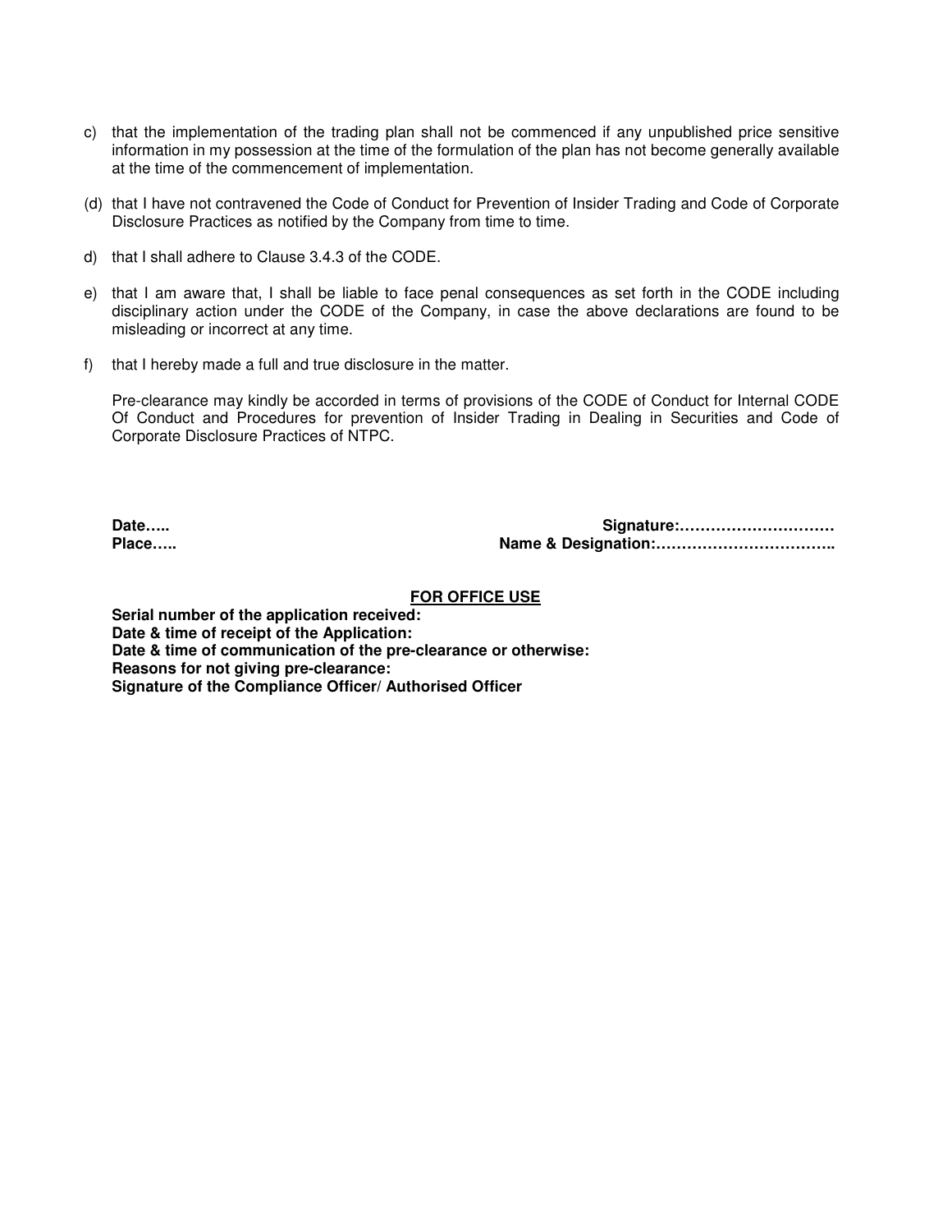c) that the implementation of the trading plan shall not be commenced if any unpublished price sensitive information in my possession at the time of the formulation of the plan has not become generally available at the time of the commencement of implementation.

(d) that I have not contravened the Code of Conduct for Prevention of Insider Trading and Code of Corporate Disclosure Practices as notified by the Company from time to time.

d) that I shall adhere to Clause 3.4.3 of the CODE.

e) that I am aware that, I shall be liable to face penal consequences as set forth in the CODE including disciplinary action under the CODE of the Company, in case the above declarations are found to be misleading or incorrect at any time.

f) that I hereby made a full and true disclosure in the matter.

Pre-clearance may kindly be accorded in terms of provisions of the CODE of Conduct for Internal CODE Of Conduct and Procedures for prevention of Insider Trading in Dealing in Securities and Code of Corporate Disclosure Practices of NTPC.

**Date…..** **Signature:…………………………**
**Place…..** **Name & Designation:……………………………..**

**<u>FOR OFFICE USE</u>**

**Serial number of the application received:**
**Date & time of receipt of the Application:**
**Date & time of communication of the pre-clearance or otherwise:**
**Reasons for not giving pre-clearance:**
**Signature of the Compliance Officer/ Authorised Officer**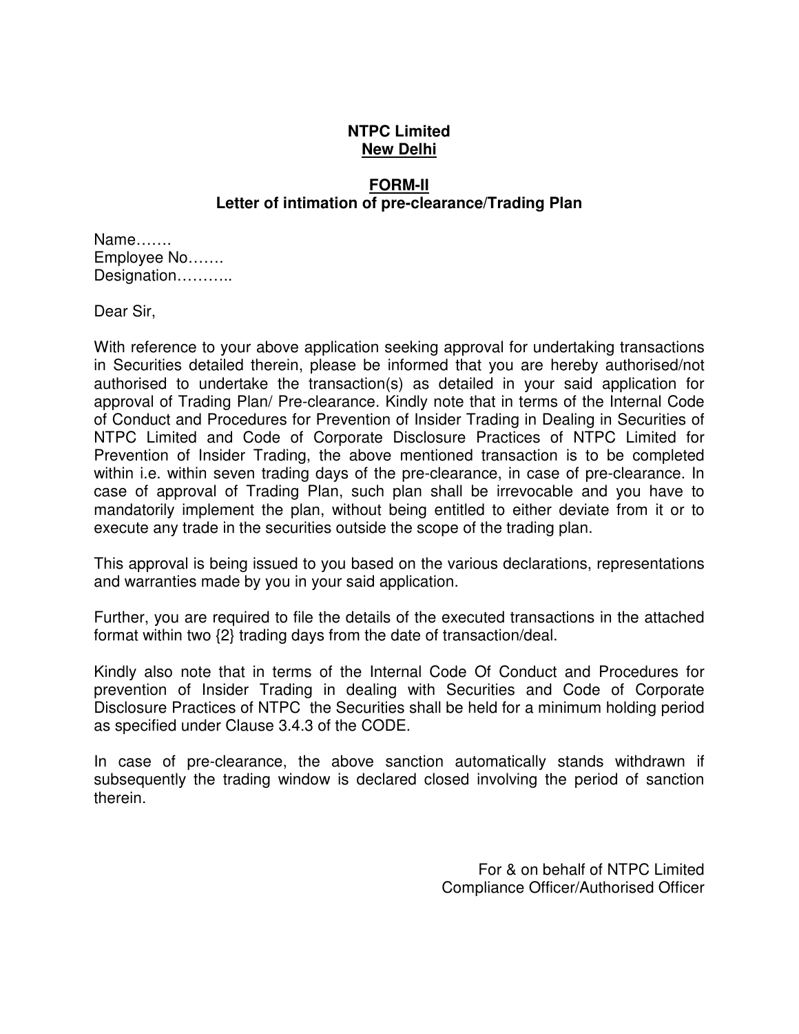**NTPC Limited**
**New Delhi**

**FORM-II**
**Letter of intimation of pre-clearance/Trading Plan**

Name…….
Employee No…….
Designation………..

Dear Sir,

With reference to your above application seeking approval for undertaking transactions in Securities detailed therein, please be informed that you are hereby authorised/not authorised to undertake the transaction(s) as detailed in your said application for approval of Trading Plan/ Pre-clearance. Kindly note that in terms of the Internal Code of Conduct and Procedures for Prevention of Insider Trading in Dealing in Securities of NTPC Limited and Code of Corporate Disclosure Practices of NTPC Limited for Prevention of Insider Trading, the above mentioned transaction is to be completed within i.e. within seven trading days of the pre-clearance, in case of pre-clearance. In case of approval of Trading Plan, such plan shall be irrevocable and you have to mandatorily implement the plan, without being entitled to either deviate from it or to execute any trade in the securities outside the scope of the trading plan.

This approval is being issued to you based on the various declarations, representations and warranties made by you in your said application.

Further, you are required to file the details of the executed transactions in the attached format within two {2} trading days from the date of transaction/deal.

Kindly also note that in terms of the Internal Code Of Conduct and Procedures for prevention of Insider Trading in dealing with Securities and Code of Corporate Disclosure Practices of NTPC the Securities shall be held for a minimum holding period as specified under Clause 3.4.3 of the CODE.

In case of pre-clearance, the above sanction automatically stands withdrawn if subsequently the trading window is declared closed involving the period of sanction therein.

For & on behalf of NTPC Limited
Compliance Officer/Authorised Officer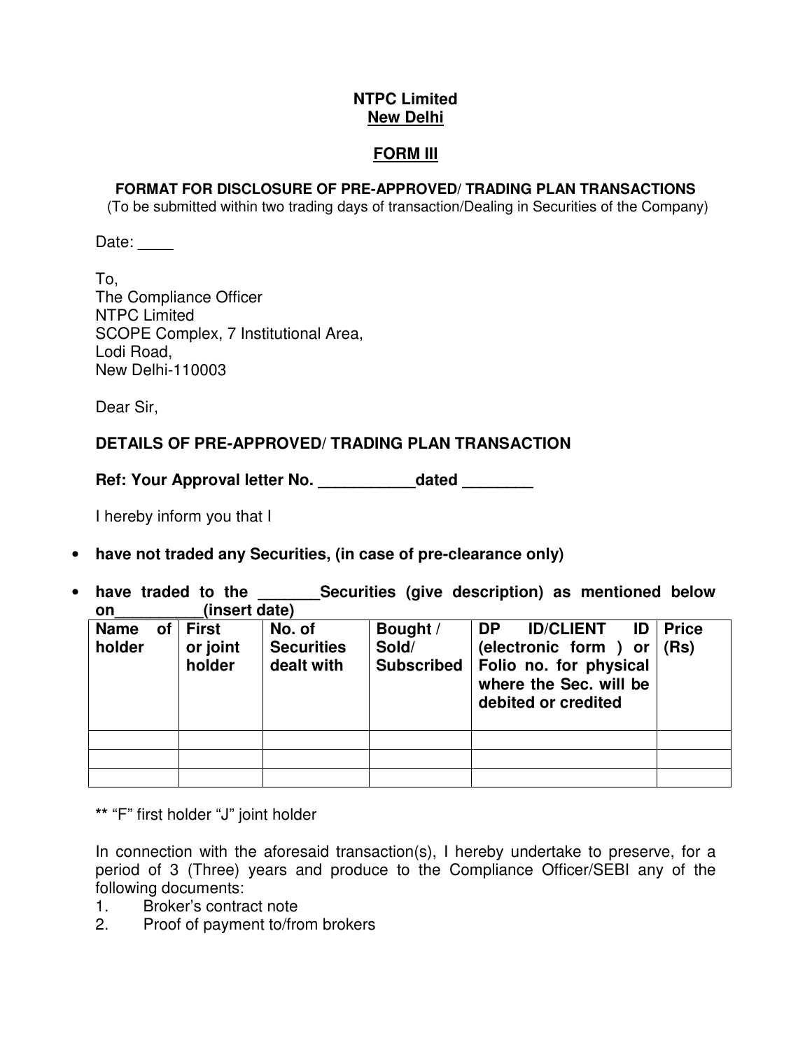**NTPC Limited**
**New Delhi**

**FORM III**

**FORMAT FOR DISCLOSURE OF PRE-APPROVED/ TRADING PLAN TRANSACTIONS**
(To be submitted within two trading days of transaction/Dealing in Securities of the Company)

Date: ____

To,
The Compliance Officer
NTPC Limited
SCOPE Complex, 7 Institutional Area,
Lodi Road,
New Delhi-110003

Dear Sir,

**DETAILS OF PRE-APPROVED/ TRADING PLAN TRANSACTION**

**Ref: Your Approval letter No. ___________dated ________**

I hereby inform you that I

- **have not traded any Securities, (in case of pre-clearance only)**
- **have traded to the _______Securities (give description) as mentioned below on__________(insert date)**

| Name of holder | First or joint holder | No. of Securities dealt with | Bought / Sold/ Subscribed | DP ID/CLIENT ID (electronic form ) or Folio no. for physical where the Sec. will be debited or credited | Price (Rs) |
|---|---|---|---|---|---|
| | | | | | |
| | | | | | |
| | | | | | |

** "F" first holder "J" joint holder

In connection with the aforesaid transaction(s), I hereby undertake to preserve, for a period of 3 (Three) years and produce to the Compliance Officer/SEBI any of the following documents:

1. Broker's contract note
2. Proof of payment to/from brokers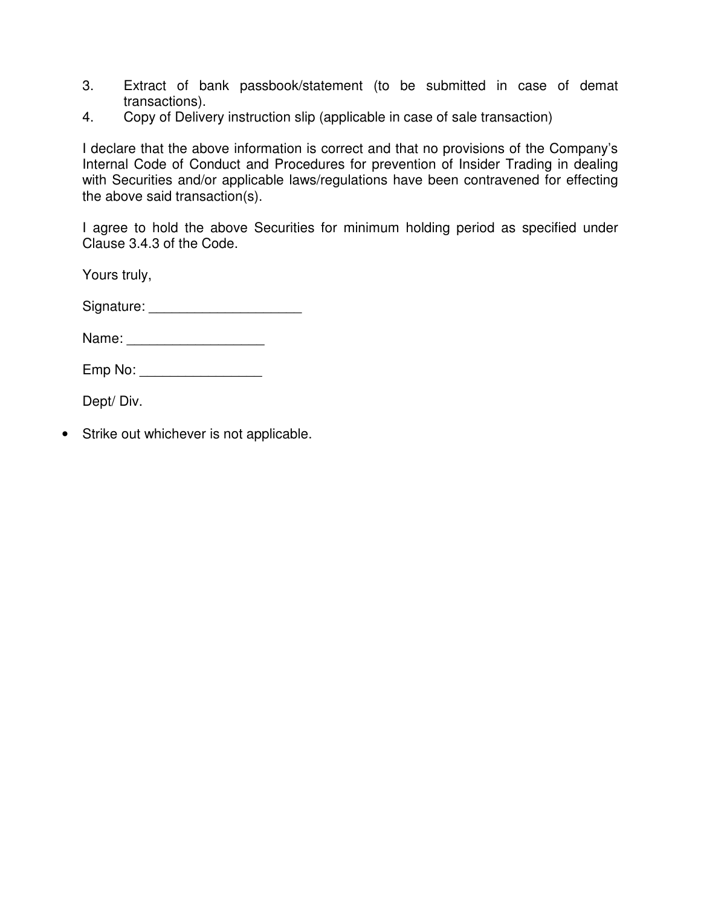3. Extract of bank passbook/statement (to be submitted in case of demat transactions).
4. Copy of Delivery instruction slip (applicable in case of sale transaction)

I declare that the above information is correct and that no provisions of the Company's Internal Code of Conduct and Procedures for prevention of Insider Trading in dealing with Securities and/or applicable laws/regulations have been contravened for effecting the above said transaction(s).

I agree to hold the above Securities for minimum holding period as specified under Clause 3.4.3 of the Code.

Yours truly,

Signature: ____________________

Name: __________________

Emp No: ________________

Dept/ Div.

- Strike out whichever is not applicable.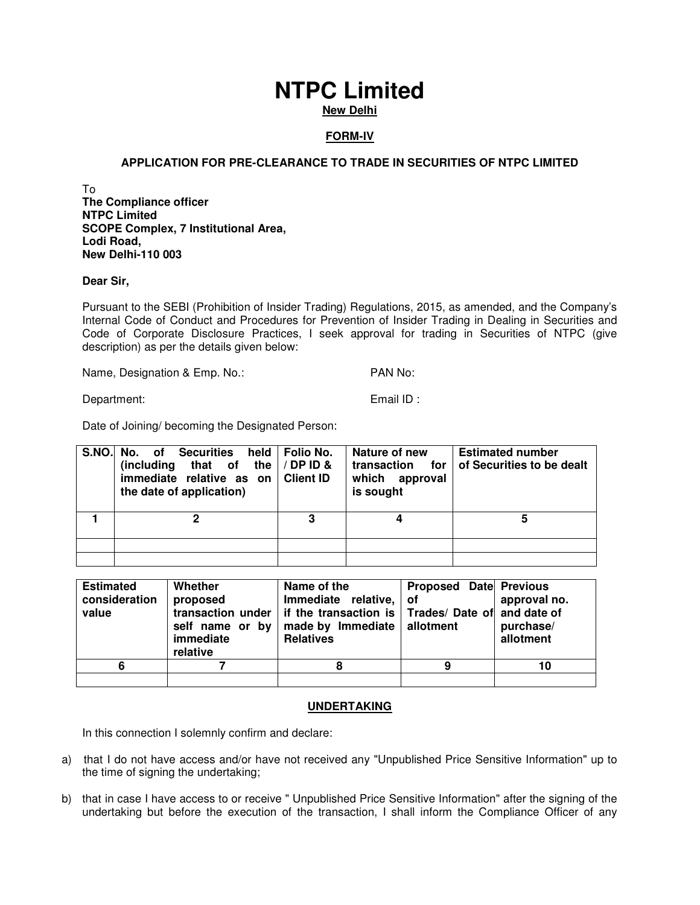# NTPC Limited

**New Delhi**

**FORM-IV**

**APPLICATION FOR PRE-CLEARANCE TO TRADE IN SECURITIES OF NTPC LIMITED**

To
**The Compliance officer**
**NTPC Limited**
**SCOPE Complex, 7 Institutional Area,**
**Lodi Road,**
**New Delhi-110 003**

**Dear Sir,**

Pursuant to the SEBI (Prohibition of Insider Trading) Regulations, 2015, as amended, and the Company's Internal Code of Conduct and Procedures for Prevention of Insider Trading in Dealing in Securities and Code of Corporate Disclosure Practices, I seek approval for trading in Securities of NTPC (give description) as per the details given below:

Name, Designation & Emp. No.: PAN No:

Department: Email ID :

Date of Joining/ becoming the Designated Person:

| S.NO. | No. of Securities held (including that of the immediate relative as on the date of application) | Folio No. / DP ID & Client ID | Nature of new transaction for which approval is sought | Estimated number of Securities to be dealt |
|---|---|---|---|---|
| 1 | 2 | 3 | 4 | 5 |
| | | | | |
| | | | | |

| Estimated consideration value | Whether proposed transaction under self name or by immediate relative | Name of the Immediate relative, if the transaction is made by Immediate Relatives | Proposed Date of Trades/ Date of allotment | Previous approval no. and date of purchase/ allotment |
|---|---|---|---|---|
| 6 | 7 | 8 | 9 | 10 |
| | | | | |

**UNDERTAKING**

In this connection I solemnly confirm and declare:

a) that I do not have access and/or have not received any "Unpublished Price Sensitive Information" up to the time of signing the undertaking;

b) that in case I have access to or receive " Unpublished Price Sensitive Information" after the signing of the undertaking but before the execution of the transaction, I shall inform the Compliance Officer of any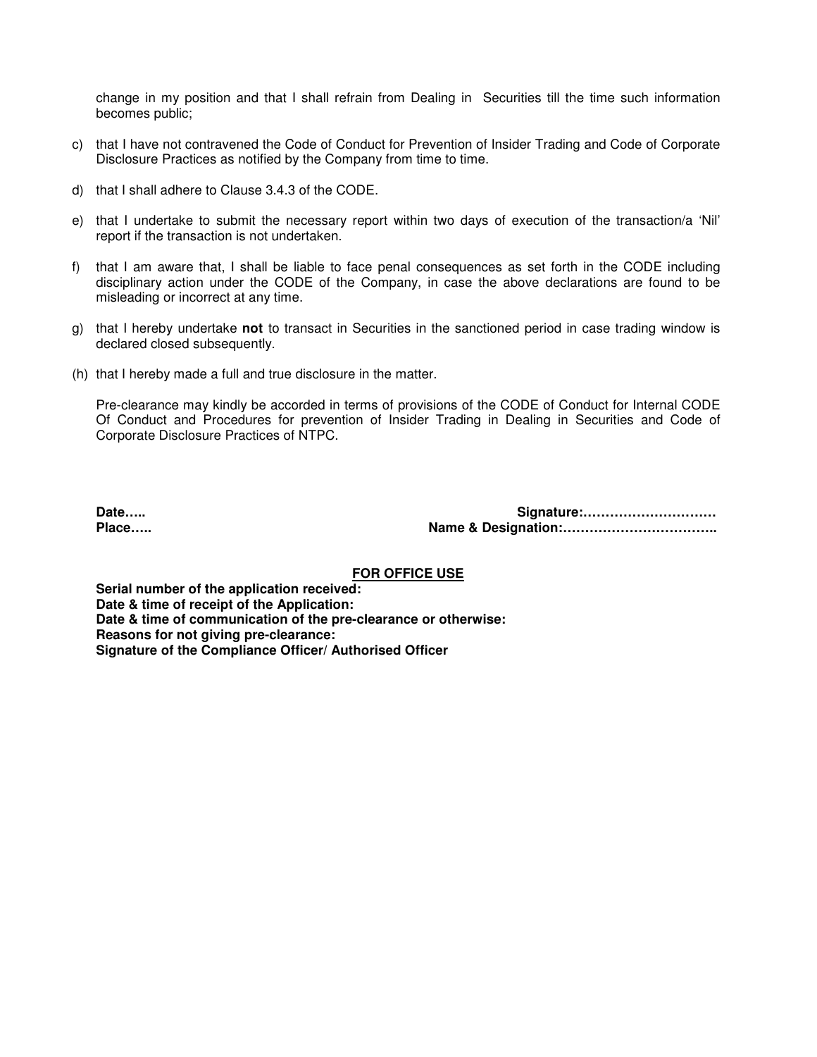change in my position and that I shall refrain from Dealing in Securities till the time such information becomes public;

c) that I have not contravened the Code of Conduct for Prevention of Insider Trading and Code of Corporate Disclosure Practices as notified by the Company from time to time.

d) that I shall adhere to Clause 3.4.3 of the CODE.

e) that I undertake to submit the necessary report within two days of execution of the transaction/a 'Nil' report if the transaction is not undertaken.

f) that I am aware that, I shall be liable to face penal consequences as set forth in the CODE including disciplinary action under the CODE of the Company, in case the above declarations are found to be misleading or incorrect at any time.

g) that I hereby undertake **not** to transact in Securities in the sanctioned period in case trading window is declared closed subsequently.

(h) that I hereby made a full and true disclosure in the matter.

Pre-clearance may kindly be accorded in terms of provisions of the CODE of Conduct for Internal CODE Of Conduct and Procedures for prevention of Insider Trading in Dealing in Securities and Code of Corporate Disclosure Practices of NTPC.

**Date…..** **Signature:…………………………**

**Place…..** **Name & Designation:……………………………..**

**<u>FOR OFFICE USE</u>**

**Serial number of the application received:**

**Date & time of receipt of the Application:**

**Date & time of communication of the pre-clearance or otherwise:**

**Reasons for not giving pre-clearance:**

**Signature of the Compliance Officer/ Authorised Officer**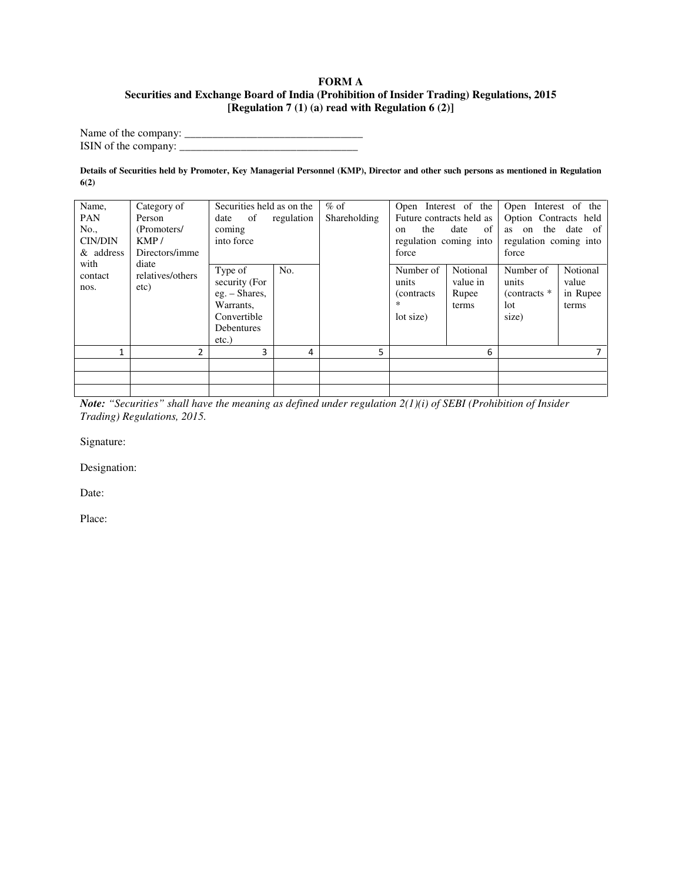**FORM A**

**Securities and Exchange Board of India (Prohibition of Insider Trading) Regulations, 2015**

**[Regulation 7 (1) (a) read with Regulation 6 (2)]**

Name of the company: ________________________________

ISIN of the company: ________________________________

**Details of Securities held by Promoter, Key Managerial Personnel (KMP), Director and other such persons as mentioned in Regulation 6(2)**

| Name, PAN No., CIN/DIN & address with contact nos. | Category of Person (Promoters/ KMP / Directors/immediate relatives/others etc) | Securities held as on the date of regulation coming into force | | % of Shareholding | Open Interest of the Future contracts held as on the date of regulation coming into force | | Open Interest of the Option Contracts held as on the date of regulation coming into force | |
|---|---|---|---|---|---|---|---|---|
| | | Type of security (For eg. – Shares, Warrants, Convertible Debentures etc.) | No. | | Number of units (contracts * lot size) | Notional value in Rupee terms | Number of units (contracts * lot size) | Notional value in Rupee terms |
| 1 | 2 | 3 | 4 | 5 | 6 | | 7 | |
| | | | | | | | | |
| | | | | | | | | |
| | | | | | | | | |

***Note:** "Securities" shall have the meaning as defined under regulation 2(1)(i) of SEBI (Prohibition of Insider Trading) Regulations, 2015.*

Signature:

Designation:

Date:

Place: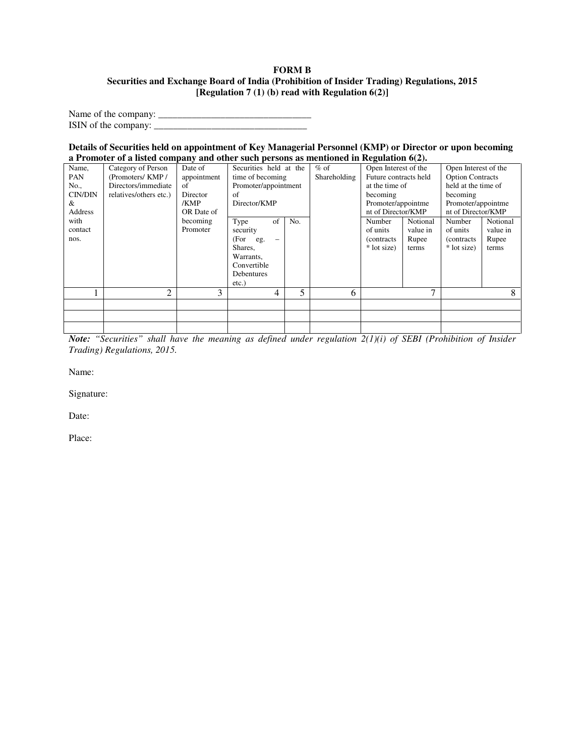**FORM B**

**Securities and Exchange Board of India (Prohibition of Insider Trading) Regulations, 2015**

**[Regulation 7 (1) (b) read with Regulation 6(2)]**

Name of the company: _______________________________

ISIN of the company: _______________________________

**Details of Securities held on appointment of Key Managerial Personnel (KMP) or Director or upon becoming a Promoter of a listed company and other such persons as mentioned in Regulation 6(2).**

| Name, PAN No., CIN/DIN & Address with contact nos. | Category of Person (Promoters/ KMP / Directors/immediate relatives/others etc.) | Date of appointment of Director /KMP OR Date of becoming Promoter | Securities held at the time of becoming Promoter/appointment of Director/KMP | | % of Shareholding | Open Interest of the Future contracts held at the time of becoming Promoter/appointment of Director/KMP | | Open Interest of the Option Contracts held at the time of becoming Promoter/appointment of Director/KMP | |
|---|---|---|---|---|---|---|---|---|---|
| | | | Type of security (For eg. – Shares, Warrants, Convertible Debentures etc.) | No. | | Number of units (contracts * lot size) | Notional value in Rupee terms | Number of units (contracts * lot size) | Notional value in Rupee terms |
| 1 | 2 | 3 | 4 | 5 | 6 | 7 | | 8 | |
| | | | | | | | | | |
| | | | | | | | | | |
| | | | | | | | | | |

***Note:*** *"Securities" shall have the meaning as defined under regulation 2(1)(i) of SEBI (Prohibition of Insider Trading) Regulations, 2015.*

Name:

Signature:

Date:

Place: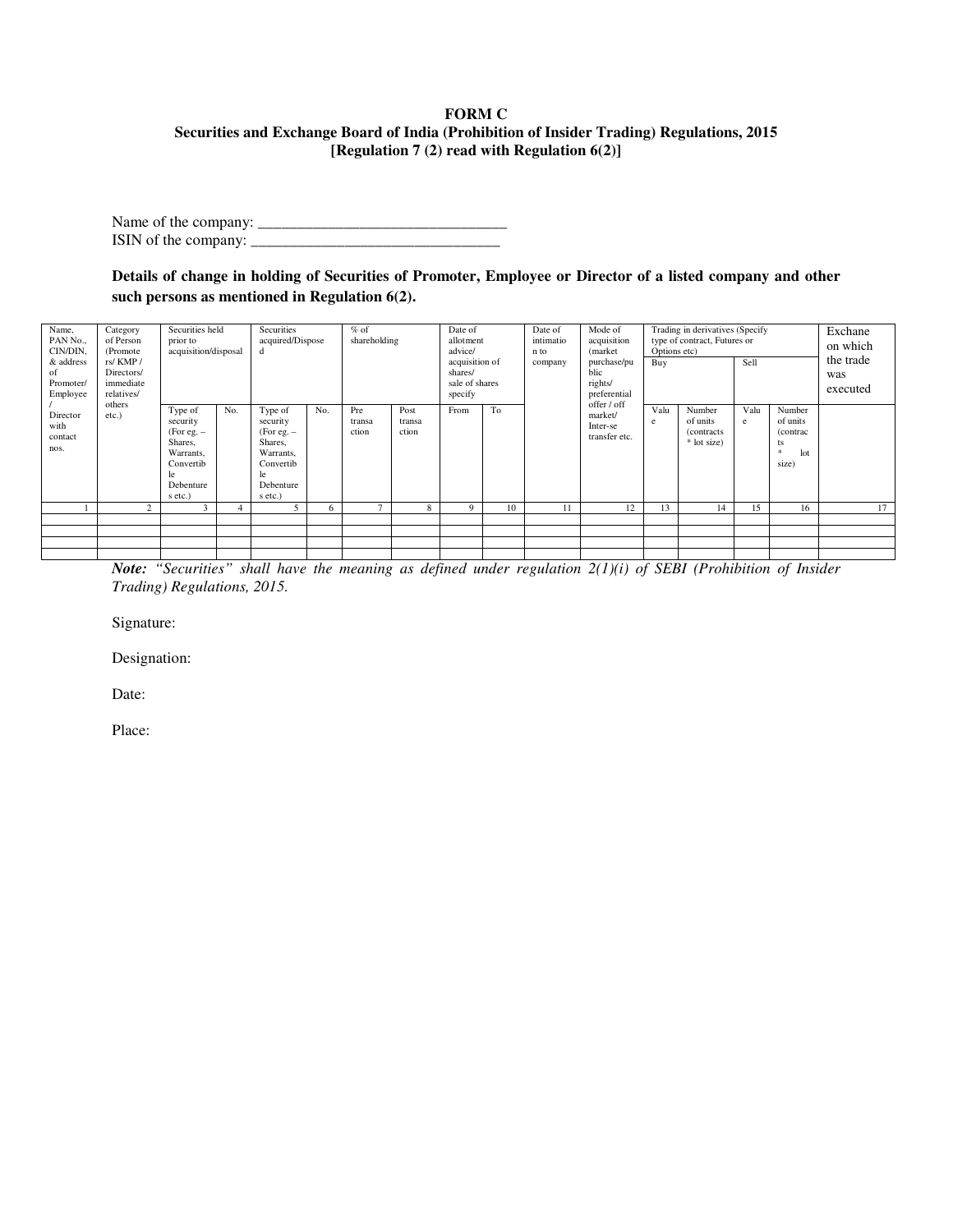**FORM C**
**Securities and Exchange Board of India (Prohibition of Insider Trading) Regulations, 2015**
**[Regulation 7 (2) read with Regulation 6(2)]**

Name of the company: ________________________________
ISIN of the company: ________________________________

**Details of change in holding of Securities of Promoter, Employee or Director of a listed company and other such persons as mentioned in Regulation 6(2).**

| Name, PAN No., CIN/DIN, & address of Promoter/ Employee / Director with contact nos. | Category of Person (Promoters/ KMP / Directors/ immediate relatives/ others etc.) | Securities held prior to acquisition/disposal | | Securities acquired/Disposed | | % of shareholding | | Date of allotment advice/ acquisition of shares/ sale of shares specify | | Date of intimation to company | Mode of acquisition (market purchase/public rights/ preferential offer / off market/ Inter-se transfer etc. | Trading in derivatives (Specify type of contract, Futures or Options etc) | | | | Exchane on which the trade was executed |
|---|---|---|---|---|---|---|---|---|---|---|---|---|---|---|---|---|
| | | | | | | | | | | | | Buy | | Sell | | |
| | | Type of security (For eg. – Shares, Warrants, Convertible Debentures etc.) | No. | Type of security (For eg. – Shares, Warrants, Convertible Debentures etc.) | No. | Pre transaction | Post transaction | From | To | | | Value | Number of units (contracts * lot size) | Value | Number of units (contracts * lot size) | |
| 1 | 2 | 3 | 4 | 5 | 6 | 7 | 8 | 9 | 10 | 11 | 12 | 13 | 14 | 15 | 16 | 17 |
| | | | | | | | | | | | | | | | | |
| | | | | | | | | | | | | | | | | |
| | | | | | | | | | | | | | | | | |
| | | | | | | | | | | | | | | | | |

***Note:*** *"Securities" shall have the meaning as defined under regulation 2(1)(i) of SEBI (Prohibition of Insider Trading) Regulations, 2015.*

Signature:

Designation:

Date:

Place: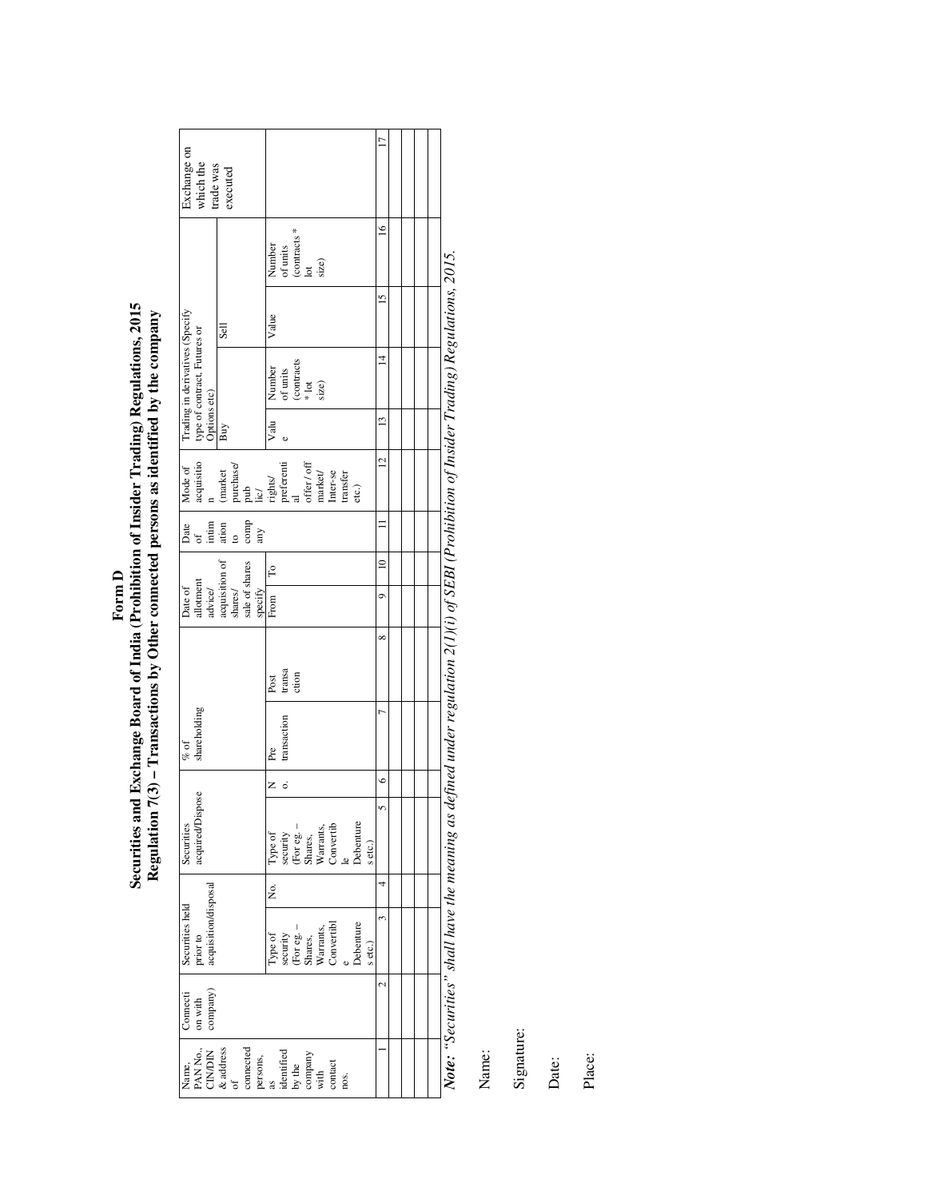**Form D**

**Securities and Exchange Board of India (Prohibition of Insider Trading) Regulations, 2015**

**Regulation 7(3) – Transactions by Other connected persons as identified by the company**

| Name, PAN No., CIN/DIN & address of connected persons, as identified by the company with contact nos. | Connection with company) | Securities held prior to acquisition/disposal | | Securities acquired/Dispose | | % of shareholding | | Date of allotment advice/ acquisition of shares/ sale of shares specify | | Date of intimation to company | Mode of acquisition (market purchase/ public/ rights/ preferential offer / off market/ Inter-se transfer etc.) | Trading in derivatives (Specify type of contract, Futures or Options etc) | | | | Exchange on which the trade was executed |
|---|---|---|---|---|---|---|---|---|---|---|---|---|---|---|---|---|
| | | | | | | | | | | | | Buy | | Sell | | |
| | | Type of security (For eg. – Shares, Warrants, Convertible Debentures etc.) | No. | Type of security (For eg. – Shares, Warrants, Convertible Debentures etc.) | No. | Pre transaction | Post transaction | From | To | | | Value | Number of units (contracts * lot size) | Value | Number of units (contracts * lot size) | |
| 1 | 2 | 3 | 4 | 5 | 6 | 7 | 8 | 9 | 10 | 11 | 12 | 13 | 14 | 15 | 16 | 17 |
| | | | | | | | | | | | | | | | | |
| | | | | | | | | | | | | | | | | |
| | | | | | | | | | | | | | | | | |
| | | | | | | | | | | | | | | | | |

***Note:*** *"Securities" shall have the meaning as defined under regulation 2(1)(i) of SEBI (Prohibition of Insider Trading) Regulations, 2015.*

Name:

Signature:

Date:

Place: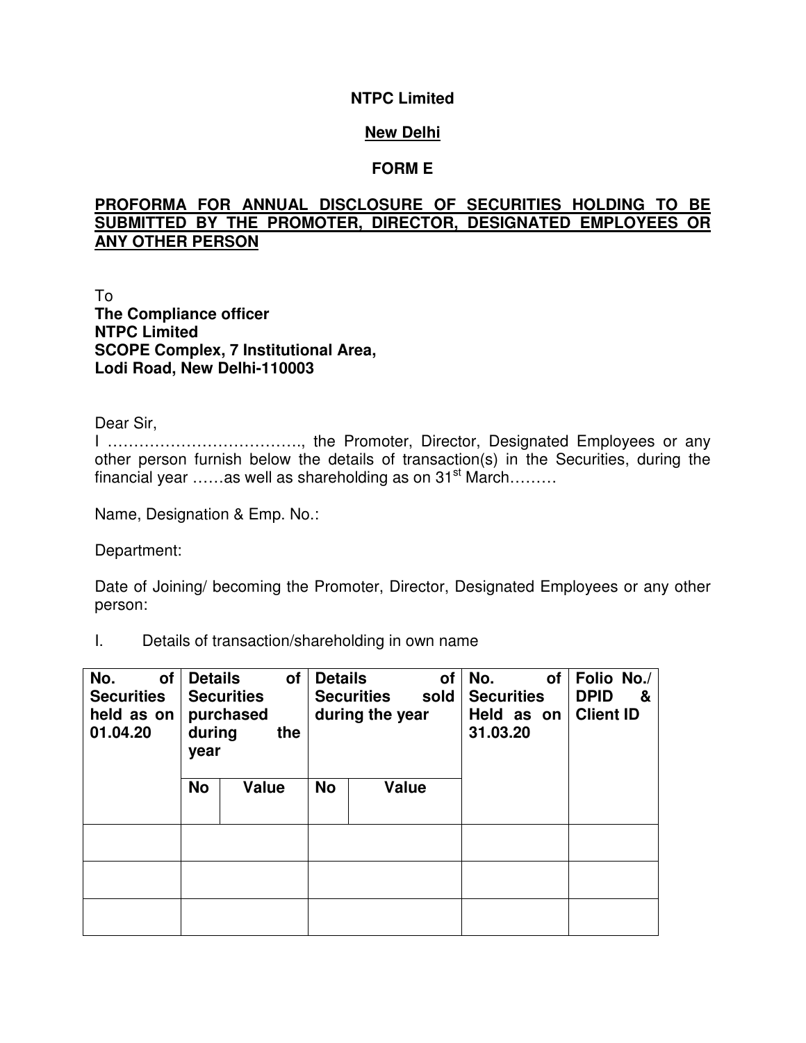**NTPC Limited**

**New Delhi**

**FORM E**

**PROFORMA FOR ANNUAL DISCLOSURE OF SECURITIES HOLDING TO BE SUBMITTED BY THE PROMOTER, DIRECTOR, DESIGNATED EMPLOYEES OR ANY OTHER PERSON**

To
**The Compliance officer**
**NTPC Limited**
**SCOPE Complex, 7 Institutional Area,**
**Lodi Road, New Delhi-110003**

Dear Sir,

I ………………………………, the Promoter, Director, Designated Employees or any other person furnish below the details of transaction(s) in the Securities, during the financial year ……as well as shareholding as on 31st March………

Name, Designation & Emp. No.:

Department:

Date of Joining/ becoming the Promoter, Director, Designated Employees or any other person:

I. Details of transaction/shareholding in own name

| No. of Securities held as on 01.04.20 | Details of Securities purchased during the year | | Details of Securities sold during the year | | No. of Securities Held as on 31.03.20 | Folio No./ DPID & Client ID |
|---|---|---|---|---|---|---|
| | No | Value | No | Value | | |
| | | | | | | |
| | | | | | | |
| | | | | | | |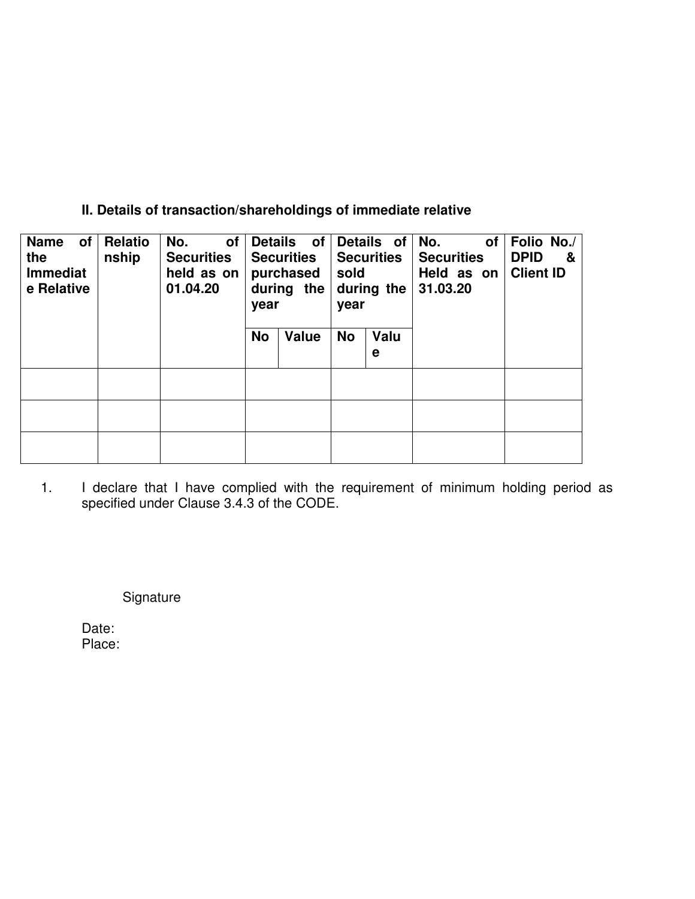**II. Details of transaction/shareholdings of immediate relative**

| Name of the Immediate Relative | Relationship | No. of Securities held as on 01.04.20 | Details of Securities purchased during the year | | Details of Securities sold during the year | | No. of Securities Held as on 31.03.20 | Folio No./ DPID & Client ID |
|---|---|---|---|---|---|---|---|---|
| | | | No | Value | No | Value | | |
| | | | | | | | | |
| | | | | | | | | |
| | | | | | | | | |

1. I declare that I have complied with the requirement of minimum holding period as specified under Clause 3.4.3 of the CODE.

Signature

Date:
Place: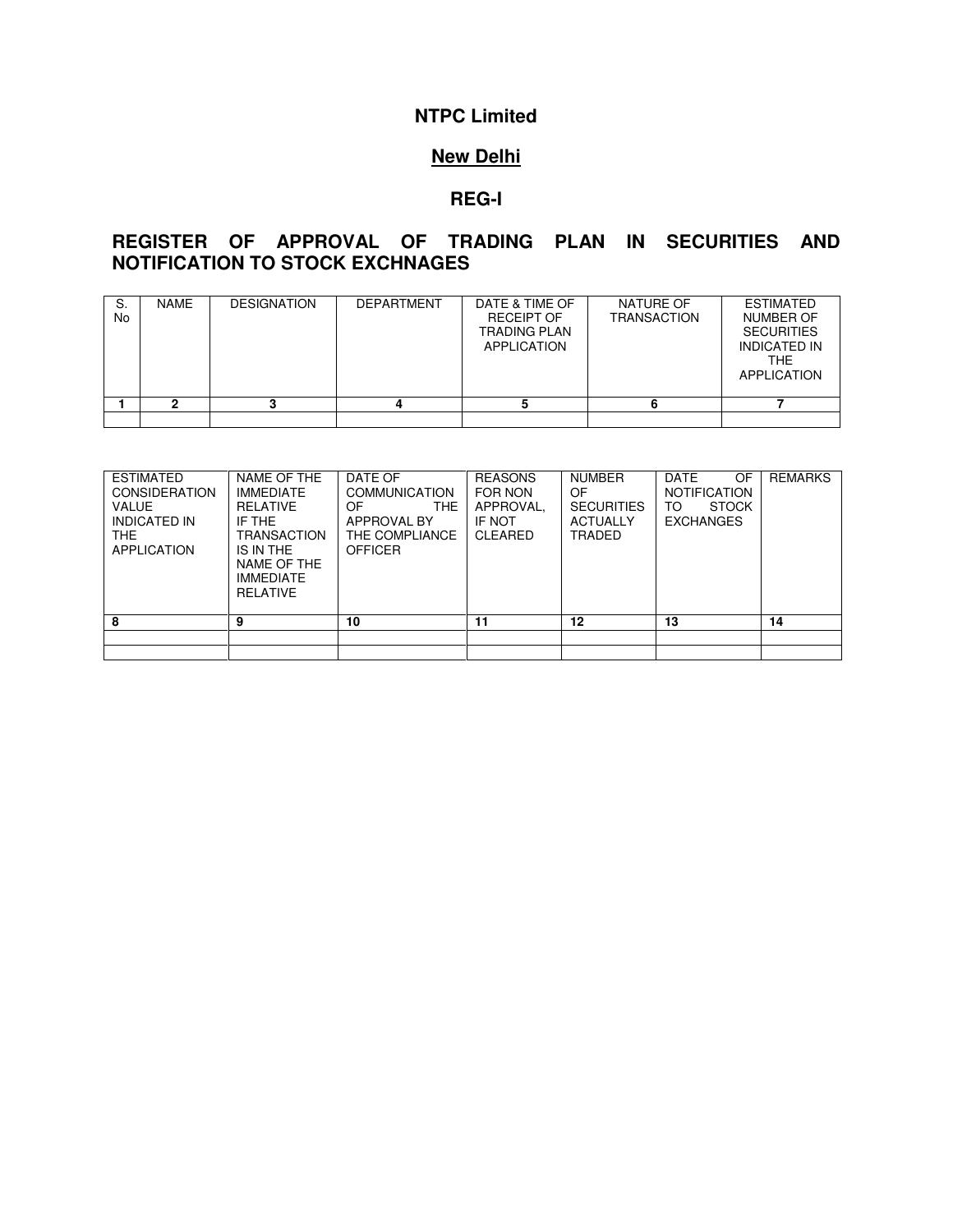**NTPC Limited**

**New Delhi**

**REG-I**

**REGISTER OF APPROVAL OF TRADING PLAN IN SECURITIES AND NOTIFICATION TO STOCK EXCHNAGES**

| S. No | NAME | DESIGNATION | DEPARTMENT | DATE & TIME OF RECEIPT OF TRADING PLAN APPLICATION | NATURE OF TRANSACTION | ESTIMATED NUMBER OF SECURITIES INDICATED IN THE APPLICATION |
|---|---|---|---|---|---|---|
| **1** | **2** | **3** | **4** | **5** | **6** | **7** |
| | | | | | | |

| ESTIMATED CONSIDERATION VALUE INDICATED IN THE APPLICATION | NAME OF THE IMMEDIATE RELATIVE IF THE TRANSACTION IS IN THE NAME OF THE IMMEDIATE RELATIVE | DATE OF COMMUNICATION OF THE APPROVAL BY THE COMPLIANCE OFFICER | REASONS FOR NON APPROVAL, IF NOT CLEARED | NUMBER OF SECURITIES ACTUALLY TRADED | DATE OF NOTIFICATION TO STOCK EXCHANGES | REMARKS |
|---|---|---|---|---|---|---|
| **8** | **9** | **10** | **11** | **12** | **13** | **14** |
| | | | | | | |
| | | | | | | |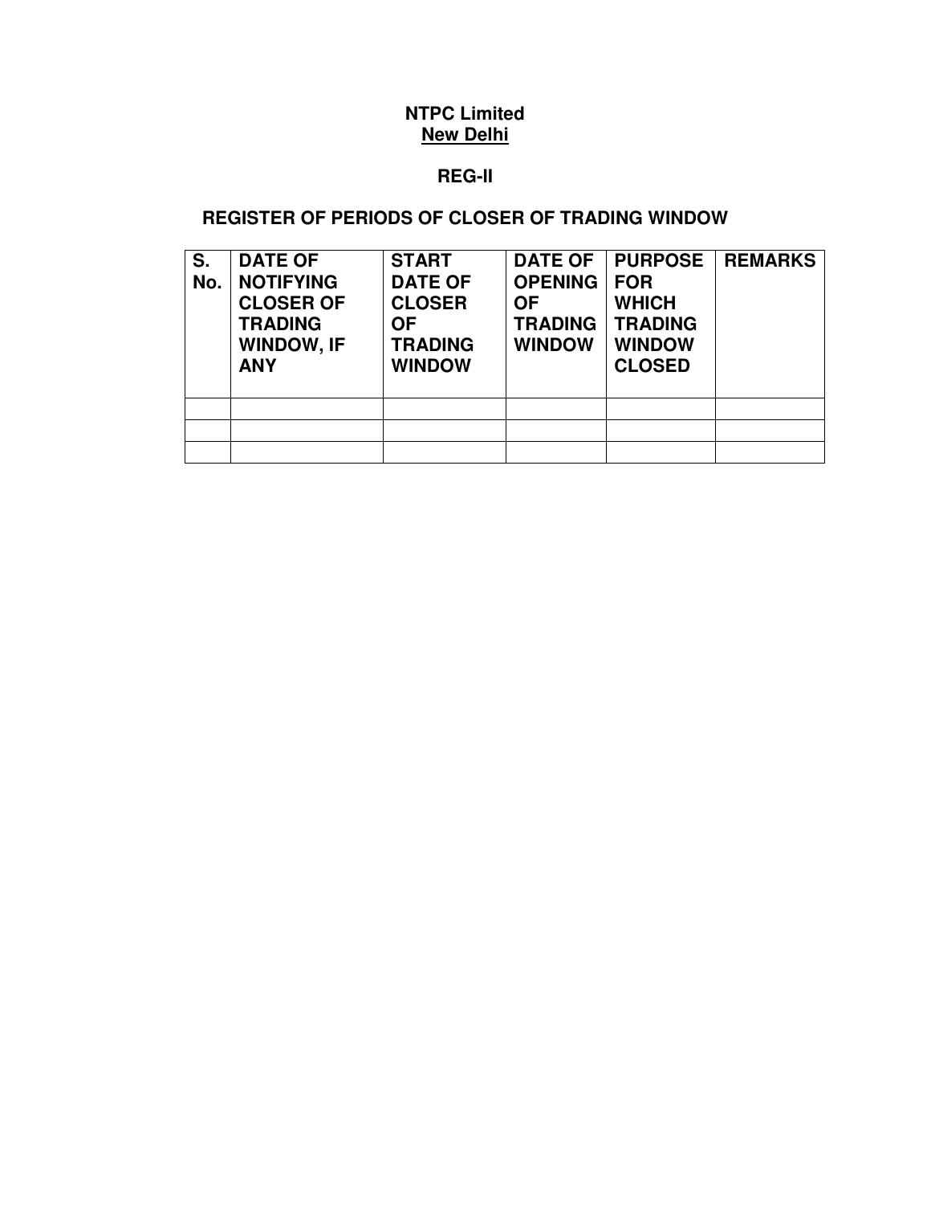**NTPC Limited**
**New Delhi**

**REG-II**

**REGISTER OF PERIODS OF CLOSER OF TRADING WINDOW**

| S. No. | DATE OF NOTIFYING CLOSER OF TRADING WINDOW, IF ANY | START DATE OF CLOSER OF TRADING WINDOW | DATE OF OPENING OF TRADING WINDOW | PURPOSE FOR WHICH TRADING WINDOW CLOSED | REMARKS |
|---|---|---|---|---|---|
| | | | | | |
| | | | | | |
| | | | | | |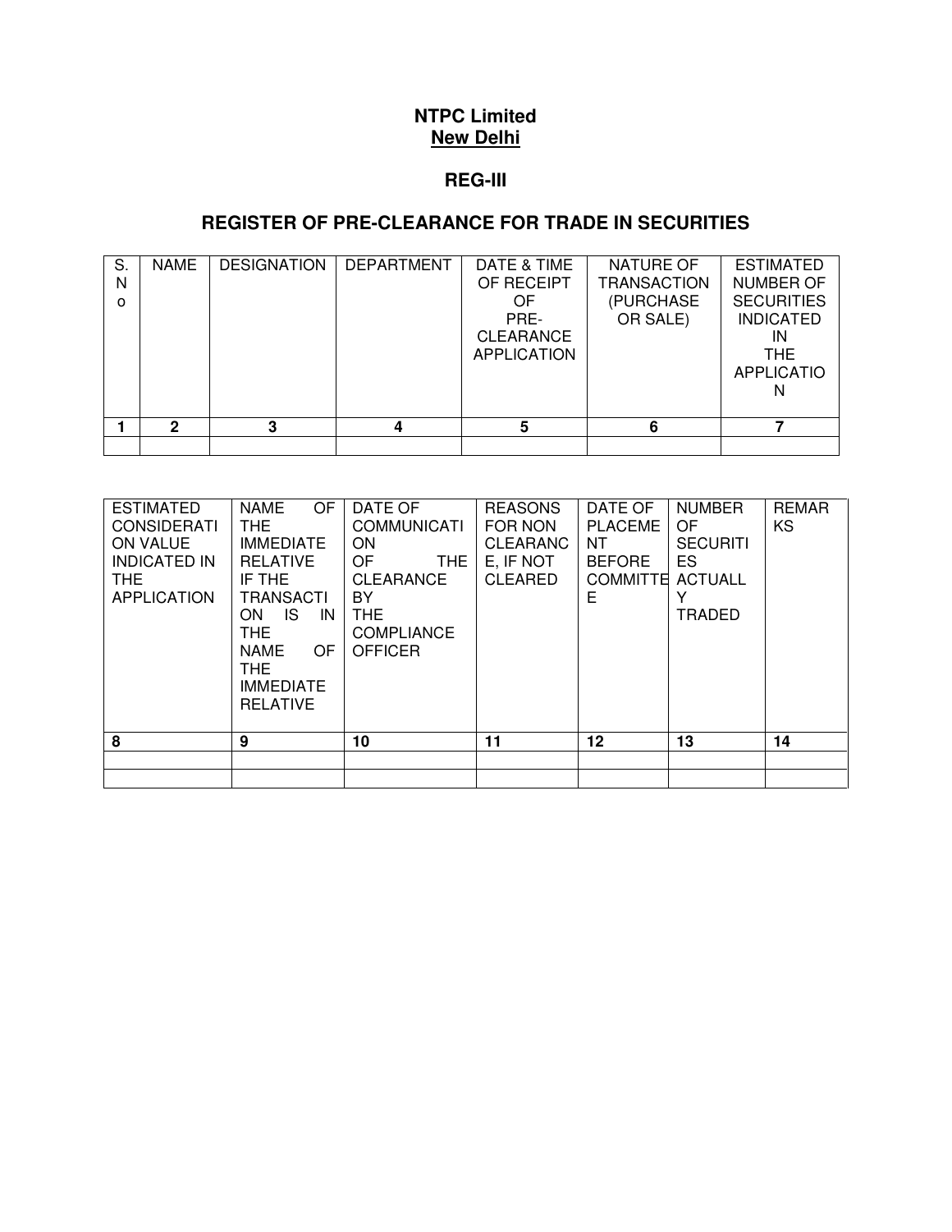**NTPC Limited**
**New Delhi**

**REG-III**

## REGISTER OF PRE-CLEARANCE FOR TRADE IN SECURITIES

| S. No | NAME | DESIGNATION | DEPARTMENT | DATE & TIME OF RECEIPT OF PRE-CLEARANCE APPLICATION | NATURE OF TRANSACTION (PURCHASE OR SALE) | ESTIMATED NUMBER OF SECURITIES INDICATED IN THE APPLICATION |
|---|---|---|---|---|---|---|
| **1** | **2** | **3** | **4** | **5** | **6** | **7** |
| | | | | | | |

| ESTIMATED CONSIDERATION VALUE INDICATED IN THE APPLICATION | NAME OF THE IMMEDIATE RELATIVE IF THE TRANSACTION IS IN THE NAME OF THE IMMEDIATE RELATIVE | DATE OF COMMUNICATION OF THE CLEARANCE BY THE COMPLIANCE OFFICER | REASONS FOR NON CLEARANCE, IF NOT CLEARED | DATE OF PLACEMENT BEFORE COMMITTEE | NUMBER OF SECURITIES ACTUALLY TRADED | REMARKS |
|---|---|---|---|---|---|---|
| **8** | **9** | **10** | **11** | **12** | **13** | **14** |
| | | | | | | |
| | | | | | | |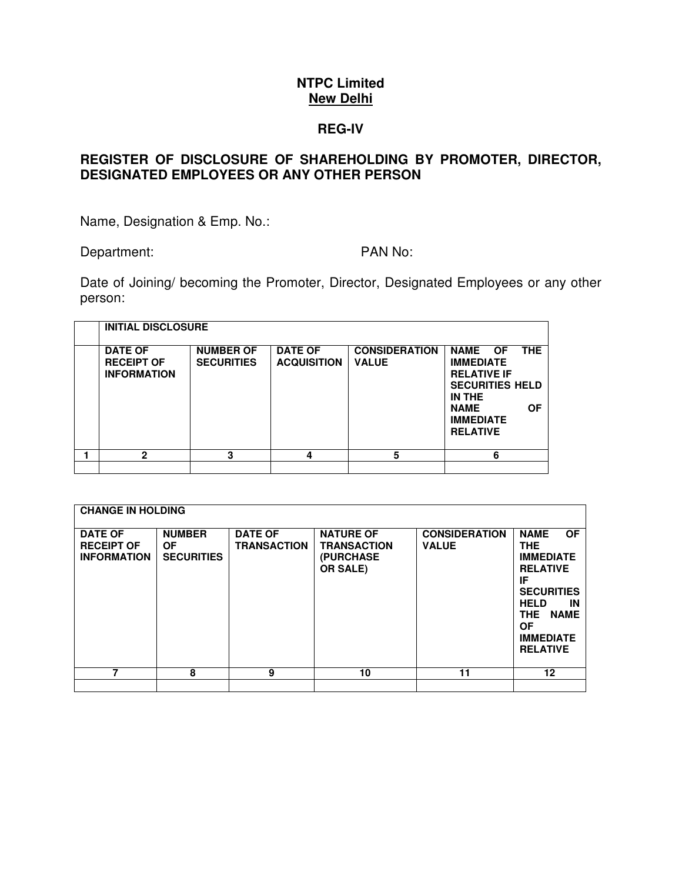**NTPC Limited**
**<u>New Delhi</u>**

**REG-IV**

## REGISTER OF DISCLOSURE OF SHAREHOLDING BY PROMOTER, DIRECTOR, DESIGNATED EMPLOYEES OR ANY OTHER PERSON

Name, Designation & Emp. No.:

Department: PAN No:

Date of Joining/ becoming the Promoter, Director, Designated Employees or any other person:

| | INITIAL DISCLOSURE | | | | |
|---|---|---|---|---|---|
| | DATE OF RECEIPT OF INFORMATION | NUMBER OF SECURITIES | DATE OF ACQUISITION | CONSIDERATION VALUE | NAME OF THE IMMEDIATE RELATIVE IF SECURITIES HELD IN THE NAME OF IMMEDIATE RELATIVE |
| 1 | 2 | 3 | 4 | 5 | 6 |
| | | | | | |

| CHANGE IN HOLDING | | | | | |
|---|---|---|---|---|---|
| DATE OF RECEIPT OF INFORMATION | NUMBER OF SECURITIES | DATE OF TRANSACTION | NATURE OF TRANSACTION (PURCHASE OR SALE) | CONSIDERATION VALUE | NAME OF THE IMMEDIATE RELATIVE IF SECURITIES HELD IN THE NAME OF IMMEDIATE RELATIVE |
| 7 | 8 | 9 | 10 | 11 | 12 |
| | | | | | |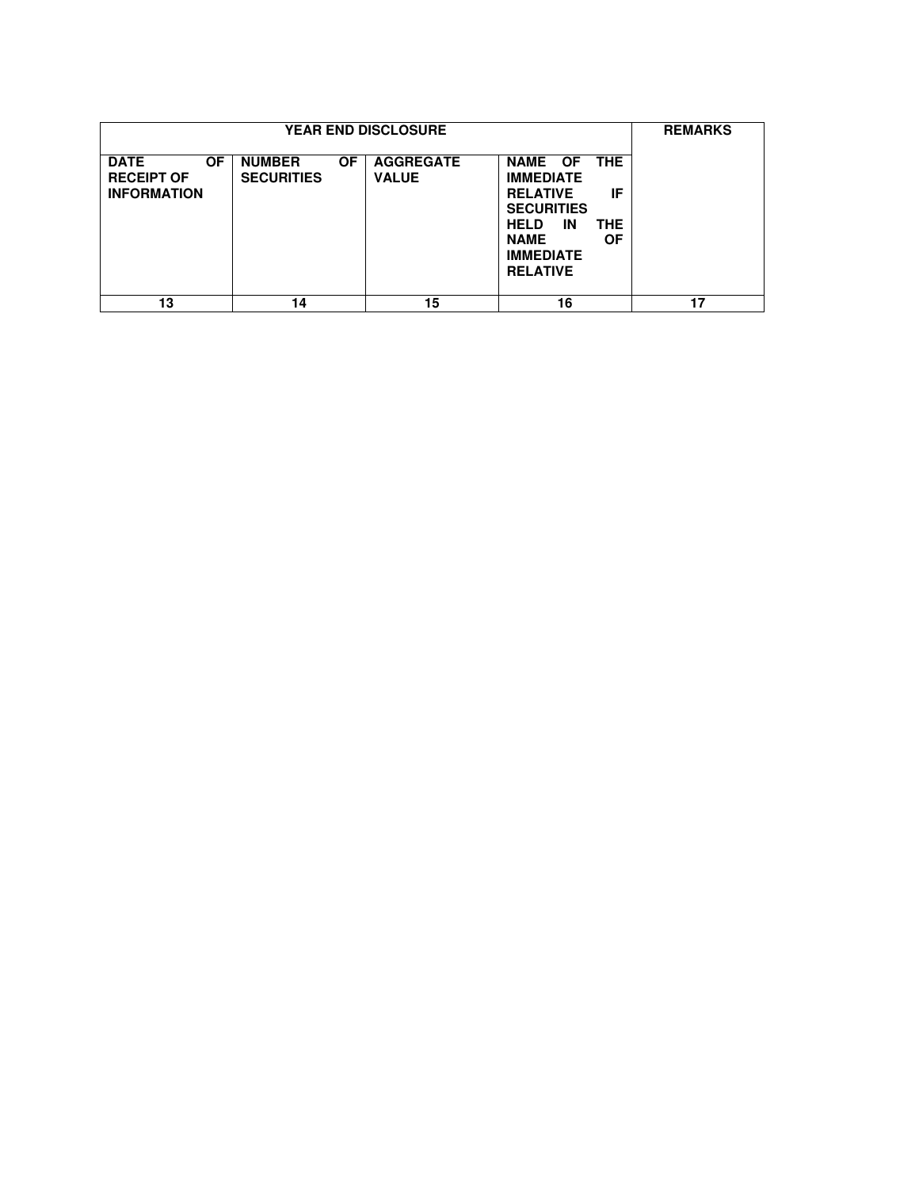| YEAR END DISCLOSURE | | | | REMARKS |
|---|---|---|---|---|
| DATE OF RECEIPT OF INFORMATION | NUMBER OF SECURITIES | AGGREGATE VALUE | NAME OF THE IMMEDIATE RELATIVE IF SECURITIES HELD IN THE NAME OF IMMEDIATE RELATIVE | |
| 13 | 14 | 15 | 16 | 17 |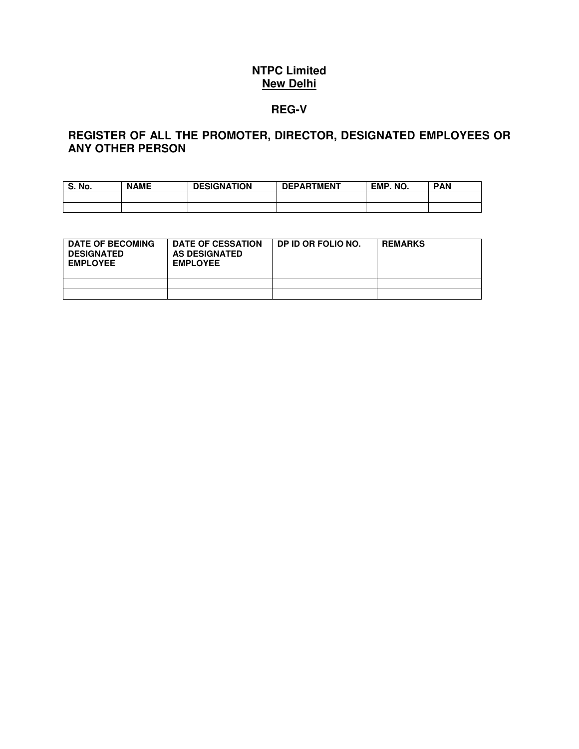**NTPC Limited**
**New Delhi**

**REG-V**

## REGISTER OF ALL THE PROMOTER, DIRECTOR, DESIGNATED EMPLOYEES OR ANY OTHER PERSON

| S. No. | NAME | DESIGNATION | DEPARTMENT | EMP. NO. | PAN |
|---|---|---|---|---|---|
| | | | | | |
| | | | | | |

| DATE OF BECOMING DESIGNATED EMPLOYEE | DATE OF CESSATION AS DESIGNATED EMPLOYEE | DP ID OR FOLIO NO. | REMARKS |
|---|---|---|---|
| | | | |
| | | | |